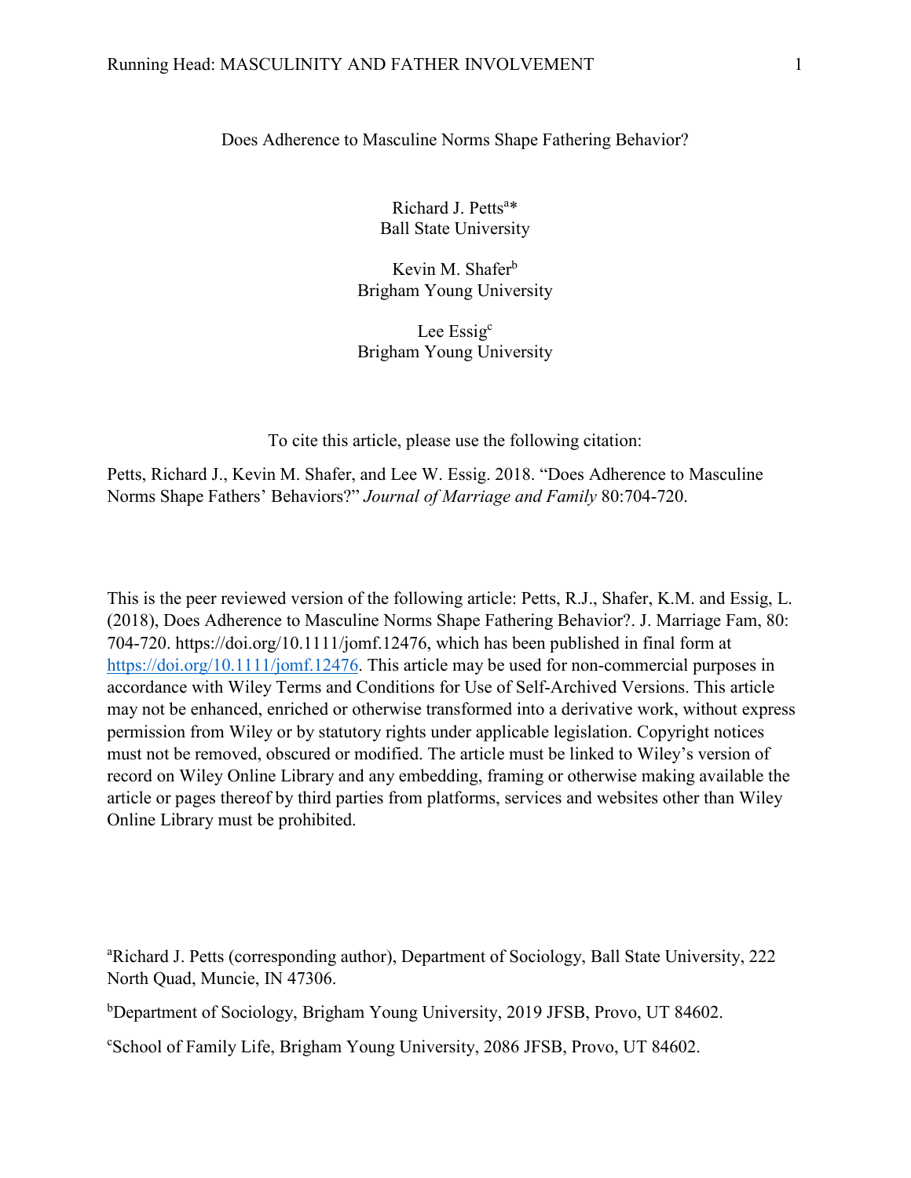# Does Adherence to Masculine Norms Shape Fathering Behavior?

Richard J. Petts[a]*
Ball State University

Kevin M. Shafer[b]
Brigham Young University

Lee Essig[c]
Brigham Young University

To cite this article, please use the following citation:

Petts, Richard J., Kevin M. Shafer, and Lee W. Essig. 2018. "Does Adherence to Masculine Norms Shape Fathers' Behaviors?" *Journal of Marriage and Family* 80:704-720.

This is the peer reviewed version of the following article: Petts, R.J., Shafer, K.M. and Essig, L. (2018), Does Adherence to Masculine Norms Shape Fathering Behavior?. J. Marriage Fam, 80: 704-720. https://doi.org/10.1111/jomf.12476, which has been published in final form at https://doi.org/10.1111/jomf.12476. This article may be used for non-commercial purposes in accordance with Wiley Terms and Conditions for Use of Self-Archived Versions. This article may not be enhanced, enriched or otherwise transformed into a derivative work, without express permission from Wiley or by statutory rights under applicable legislation. Copyright notices must not be removed, obscured or modified. The article must be linked to Wiley's version of record on Wiley Online Library and any embedding, framing or otherwise making available the article or pages thereof by third parties from platforms, services and websites other than Wiley Online Library must be prohibited.

[a]Richard J. Petts (corresponding author), Department of Sociology, Ball State University, 222 North Quad, Muncie, IN 47306.

[b]Department of Sociology, Brigham Young University, 2019 JFSB, Provo, UT 84602.

[c]School of Family Life, Brigham Young University, 2086 JFSB, Provo, UT 84602.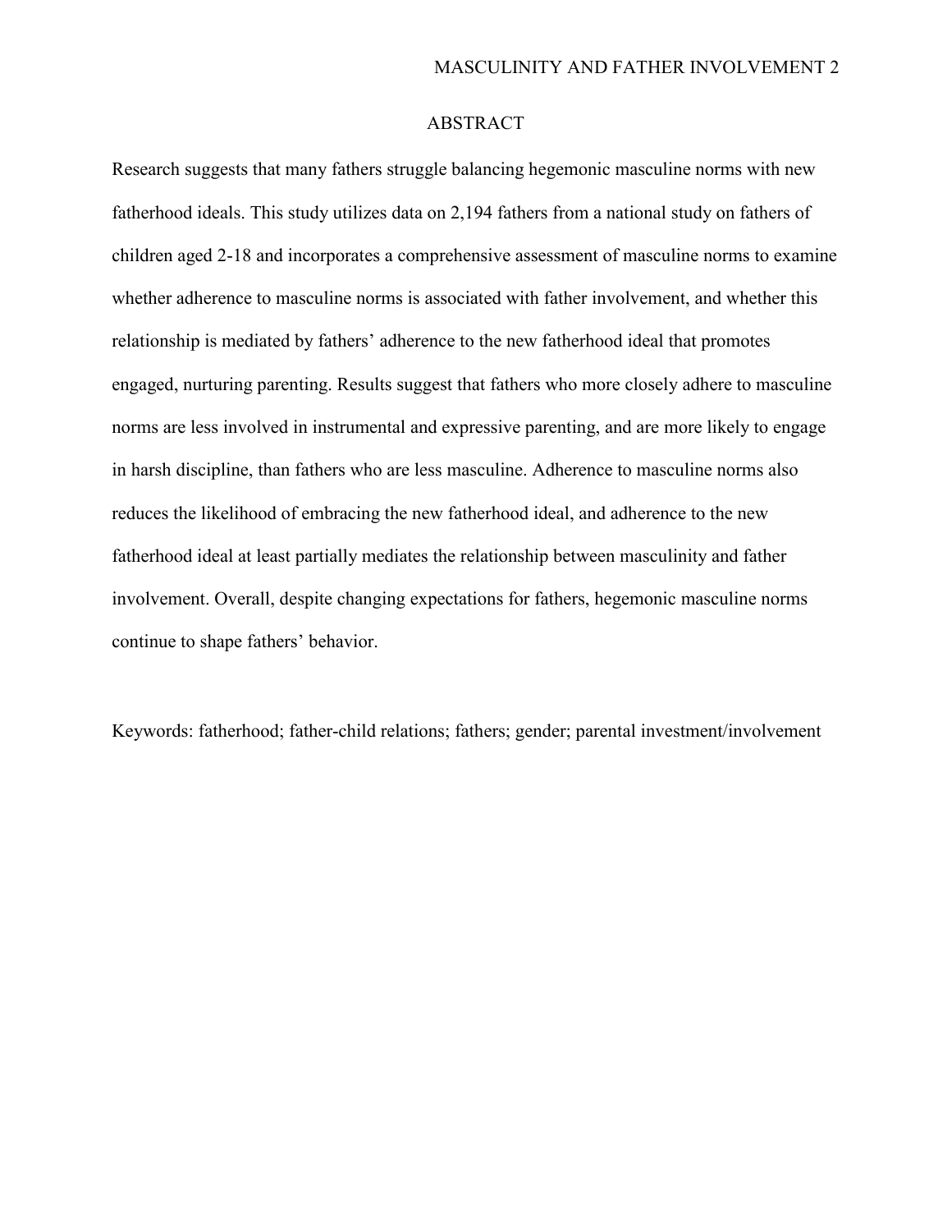# ABSTRACT

Research suggests that many fathers struggle balancing hegemonic masculine norms with new fatherhood ideals. This study utilizes data on 2,194 fathers from a national study on fathers of children aged 2-18 and incorporates a comprehensive assessment of masculine norms to examine whether adherence to masculine norms is associated with father involvement, and whether this relationship is mediated by fathers' adherence to the new fatherhood ideal that promotes engaged, nurturing parenting. Results suggest that fathers who more closely adhere to masculine norms are less involved in instrumental and expressive parenting, and are more likely to engage in harsh discipline, than fathers who are less masculine. Adherence to masculine norms also reduces the likelihood of embracing the new fatherhood ideal, and adherence to the new fatherhood ideal at least partially mediates the relationship between masculinity and father involvement. Overall, despite changing expectations for fathers, hegemonic masculine norms continue to shape fathers' behavior.

Keywords: fatherhood; father-child relations; fathers; gender; parental investment/involvement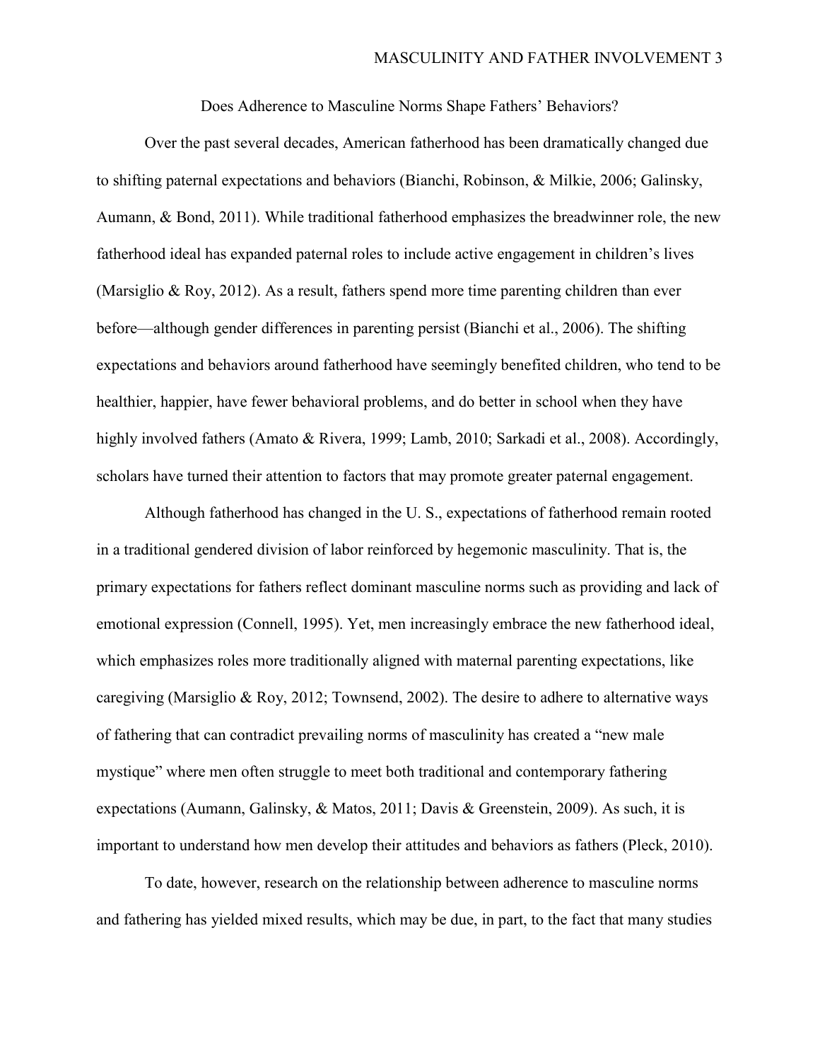# Does Adherence to Masculine Norms Shape Fathers' Behaviors?

Over the past several decades, American fatherhood has been dramatically changed due to shifting paternal expectations and behaviors (Bianchi, Robinson, & Milkie, 2006; Galinsky, Aumann, & Bond, 2011). While traditional fatherhood emphasizes the breadwinner role, the new fatherhood ideal has expanded paternal roles to include active engagement in children's lives (Marsiglio & Roy, 2012). As a result, fathers spend more time parenting children than ever before—although gender differences in parenting persist (Bianchi et al., 2006). The shifting expectations and behaviors around fatherhood have seemingly benefited children, who tend to be healthier, happier, have fewer behavioral problems, and do better in school when they have highly involved fathers (Amato & Rivera, 1999; Lamb, 2010; Sarkadi et al., 2008). Accordingly, scholars have turned their attention to factors that may promote greater paternal engagement.

Although fatherhood has changed in the U. S., expectations of fatherhood remain rooted in a traditional gendered division of labor reinforced by hegemonic masculinity. That is, the primary expectations for fathers reflect dominant masculine norms such as providing and lack of emotional expression (Connell, 1995). Yet, men increasingly embrace the new fatherhood ideal, which emphasizes roles more traditionally aligned with maternal parenting expectations, like caregiving (Marsiglio & Roy, 2012; Townsend, 2002). The desire to adhere to alternative ways of fathering that can contradict prevailing norms of masculinity has created a "new male mystique" where men often struggle to meet both traditional and contemporary fathering expectations (Aumann, Galinsky, & Matos, 2011; Davis & Greenstein, 2009). As such, it is important to understand how men develop their attitudes and behaviors as fathers (Pleck, 2010).

To date, however, research on the relationship between adherence to masculine norms and fathering has yielded mixed results, which may be due, in part, to the fact that many studies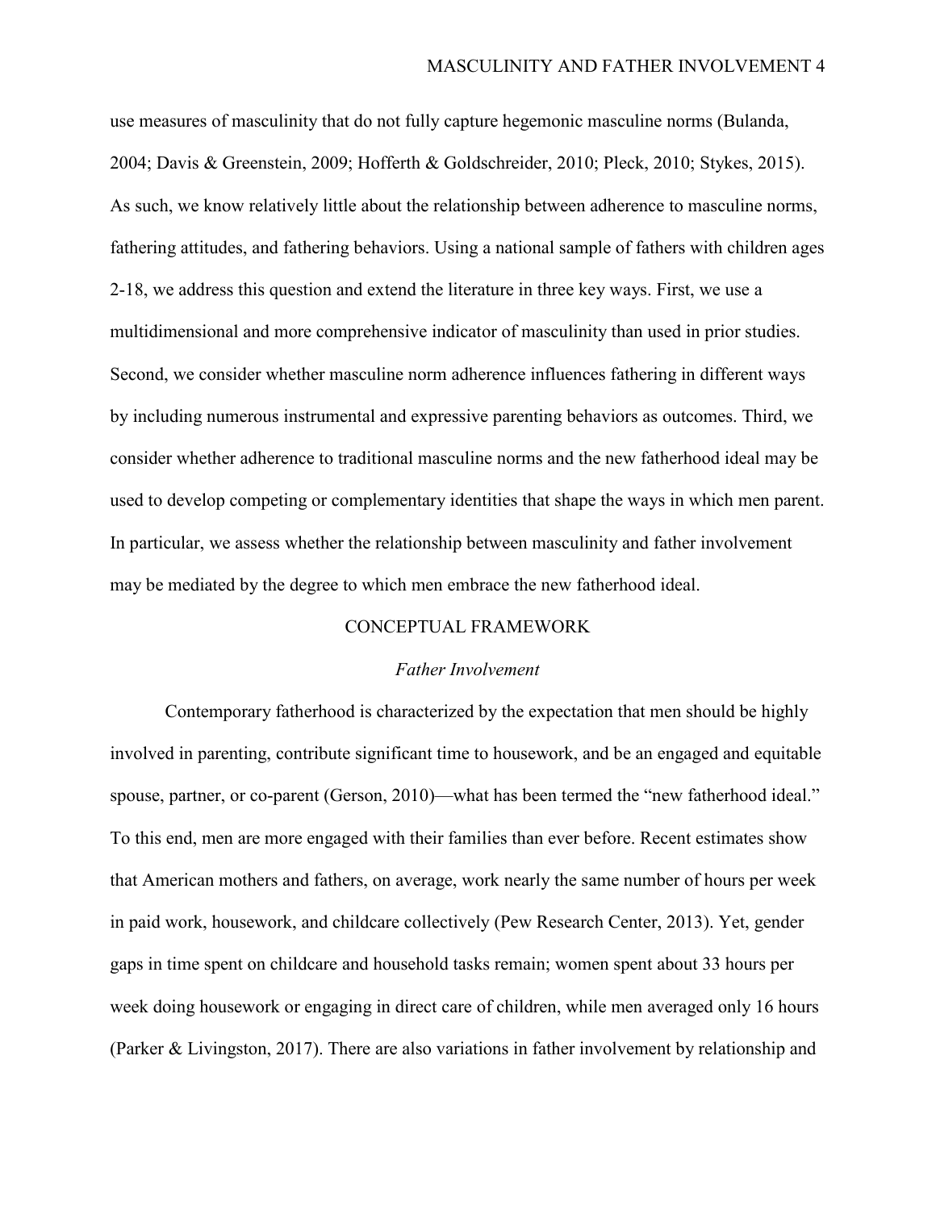use measures of masculinity that do not fully capture hegemonic masculine norms (Bulanda, 2004; Davis & Greenstein, 2009; Hofferth & Goldschreider, 2010; Pleck, 2010; Stykes, 2015). As such, we know relatively little about the relationship between adherence to masculine norms, fathering attitudes, and fathering behaviors. Using a national sample of fathers with children ages 2-18, we address this question and extend the literature in three key ways. First, we use a multidimensional and more comprehensive indicator of masculinity than used in prior studies. Second, we consider whether masculine norm adherence influences fathering in different ways by including numerous instrumental and expressive parenting behaviors as outcomes. Third, we consider whether adherence to traditional masculine norms and the new fatherhood ideal may be used to develop competing or complementary identities that shape the ways in which men parent. In particular, we assess whether the relationship between masculinity and father involvement may be mediated by the degree to which men embrace the new fatherhood ideal.

## CONCEPTUAL FRAMEWORK

### *Father Involvement*

Contemporary fatherhood is characterized by the expectation that men should be highly involved in parenting, contribute significant time to housework, and be an engaged and equitable spouse, partner, or co-parent (Gerson, 2010)—what has been termed the "new fatherhood ideal." To this end, men are more engaged with their families than ever before. Recent estimates show that American mothers and fathers, on average, work nearly the same number of hours per week in paid work, housework, and childcare collectively (Pew Research Center, 2013). Yet, gender gaps in time spent on childcare and household tasks remain; women spent about 33 hours per week doing housework or engaging in direct care of children, while men averaged only 16 hours (Parker & Livingston, 2017). There are also variations in father involvement by relationship and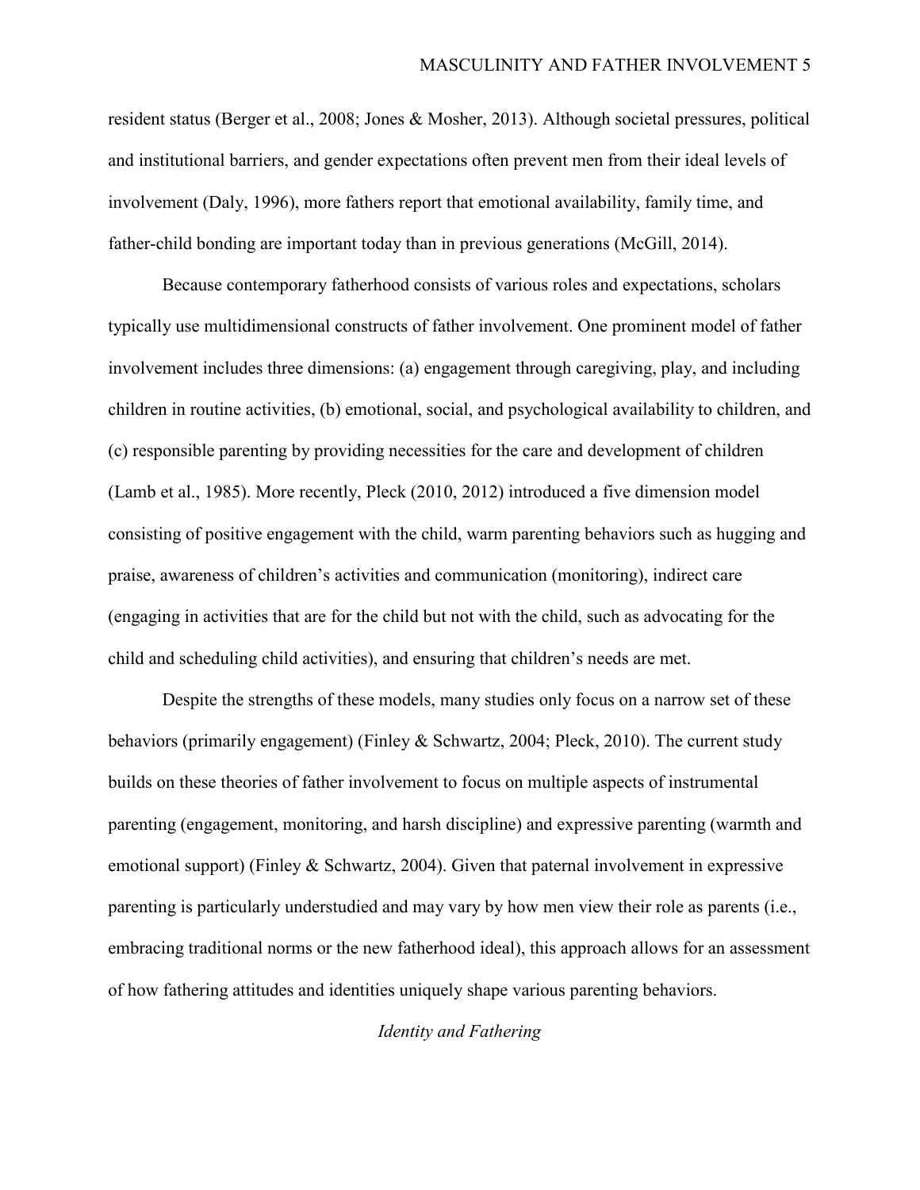resident status (Berger et al., 2008; Jones & Mosher, 2013). Although societal pressures, political and institutional barriers, and gender expectations often prevent men from their ideal levels of involvement (Daly, 1996), more fathers report that emotional availability, family time, and father-child bonding are important today than in previous generations (McGill, 2014).

Because contemporary fatherhood consists of various roles and expectations, scholars typically use multidimensional constructs of father involvement. One prominent model of father involvement includes three dimensions: (a) engagement through caregiving, play, and including children in routine activities, (b) emotional, social, and psychological availability to children, and (c) responsible parenting by providing necessities for the care and development of children (Lamb et al., 1985). More recently, Pleck (2010, 2012) introduced a five dimension model consisting of positive engagement with the child, warm parenting behaviors such as hugging and praise, awareness of children's activities and communication (monitoring), indirect care (engaging in activities that are for the child but not with the child, such as advocating for the child and scheduling child activities), and ensuring that children's needs are met.

Despite the strengths of these models, many studies only focus on a narrow set of these behaviors (primarily engagement) (Finley & Schwartz, 2004; Pleck, 2010). The current study builds on these theories of father involvement to focus on multiple aspects of instrumental parenting (engagement, monitoring, and harsh discipline) and expressive parenting (warmth and emotional support) (Finley & Schwartz, 2004). Given that paternal involvement in expressive parenting is particularly understudied and may vary by how men view their role as parents (i.e., embracing traditional norms or the new fatherhood ideal), this approach allows for an assessment of how fathering attitudes and identities uniquely shape various parenting behaviors.

## *Identity and Fathering*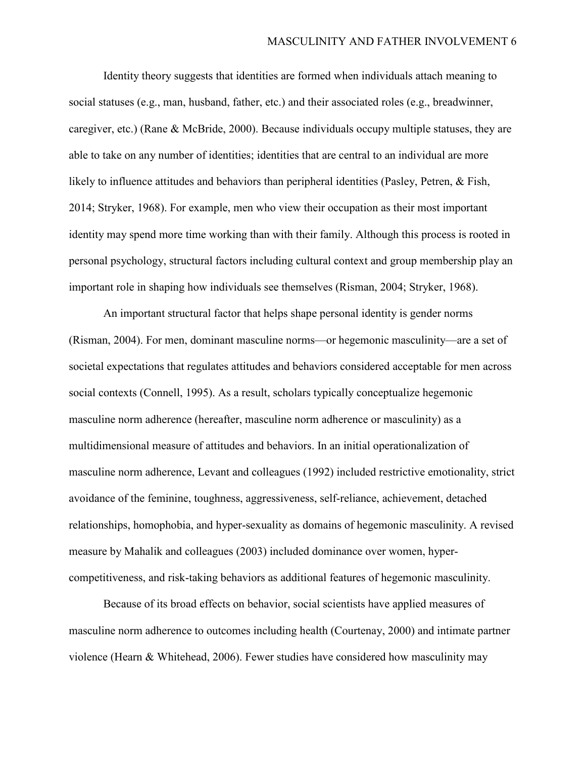Identity theory suggests that identities are formed when individuals attach meaning to social statuses (e.g., man, husband, father, etc.) and their associated roles (e.g., breadwinner, caregiver, etc.) (Rane & McBride, 2000). Because individuals occupy multiple statuses, they are able to take on any number of identities; identities that are central to an individual are more likely to influence attitudes and behaviors than peripheral identities (Pasley, Petren, & Fish, 2014; Stryker, 1968). For example, men who view their occupation as their most important identity may spend more time working than with their family. Although this process is rooted in personal psychology, structural factors including cultural context and group membership play an important role in shaping how individuals see themselves (Risman, 2004; Stryker, 1968).

An important structural factor that helps shape personal identity is gender norms (Risman, 2004). For men, dominant masculine norms—or hegemonic masculinity—are a set of societal expectations that regulates attitudes and behaviors considered acceptable for men across social contexts (Connell, 1995). As a result, scholars typically conceptualize hegemonic masculine norm adherence (hereafter, masculine norm adherence or masculinity) as a multidimensional measure of attitudes and behaviors. In an initial operationalization of masculine norm adherence, Levant and colleagues (1992) included restrictive emotionality, strict avoidance of the feminine, toughness, aggressiveness, self-reliance, achievement, detached relationships, homophobia, and hyper-sexuality as domains of hegemonic masculinity. A revised measure by Mahalik and colleagues (2003) included dominance over women, hyper-competitiveness, and risk-taking behaviors as additional features of hegemonic masculinity.

Because of its broad effects on behavior, social scientists have applied measures of masculine norm adherence to outcomes including health (Courtenay, 2000) and intimate partner violence (Hearn & Whitehead, 2006). Fewer studies have considered how masculinity may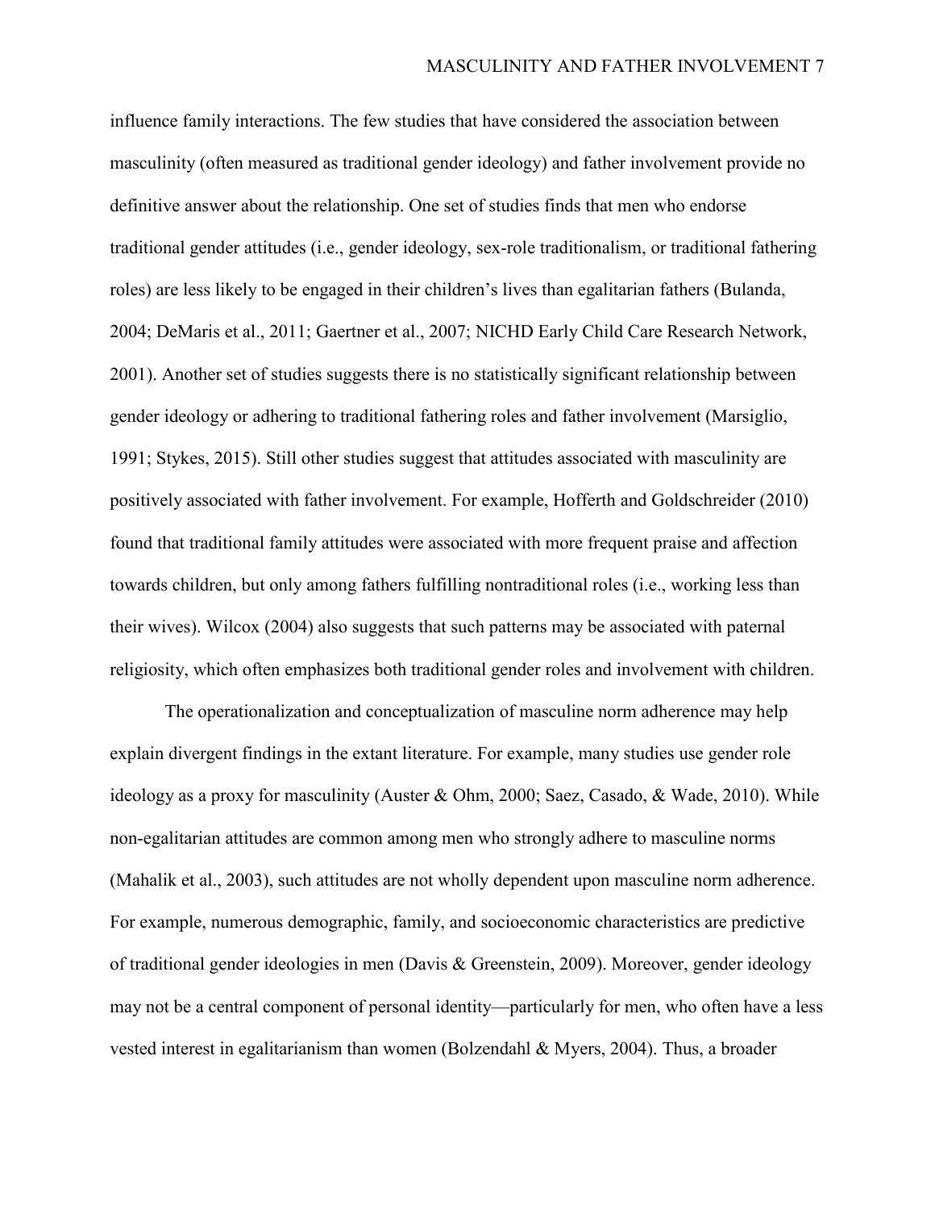influence family interactions. The few studies that have considered the association between masculinity (often measured as traditional gender ideology) and father involvement provide no definitive answer about the relationship. One set of studies finds that men who endorse traditional gender attitudes (i.e., gender ideology, sex-role traditionalism, or traditional fathering roles) are less likely to be engaged in their children's lives than egalitarian fathers (Bulanda, 2004; DeMaris et al., 2011; Gaertner et al., 2007; NICHD Early Child Care Research Network, 2001). Another set of studies suggests there is no statistically significant relationship between gender ideology or adhering to traditional fathering roles and father involvement (Marsiglio, 1991; Stykes, 2015). Still other studies suggest that attitudes associated with masculinity are positively associated with father involvement. For example, Hofferth and Goldschreider (2010) found that traditional family attitudes were associated with more frequent praise and affection towards children, but only among fathers fulfilling nontraditional roles (i.e., working less than their wives). Wilcox (2004) also suggests that such patterns may be associated with paternal religiosity, which often emphasizes both traditional gender roles and involvement with children.

The operationalization and conceptualization of masculine norm adherence may help explain divergent findings in the extant literature. For example, many studies use gender role ideology as a proxy for masculinity (Auster & Ohm, 2000; Saez, Casado, & Wade, 2010). While non-egalitarian attitudes are common among men who strongly adhere to masculine norms (Mahalik et al., 2003), such attitudes are not wholly dependent upon masculine norm adherence. For example, numerous demographic, family, and socioeconomic characteristics are predictive of traditional gender ideologies in men (Davis & Greenstein, 2009). Moreover, gender ideology may not be a central component of personal identity—particularly for men, who often have a less vested interest in egalitarianism than women (Bolzendahl & Myers, 2004). Thus, a broader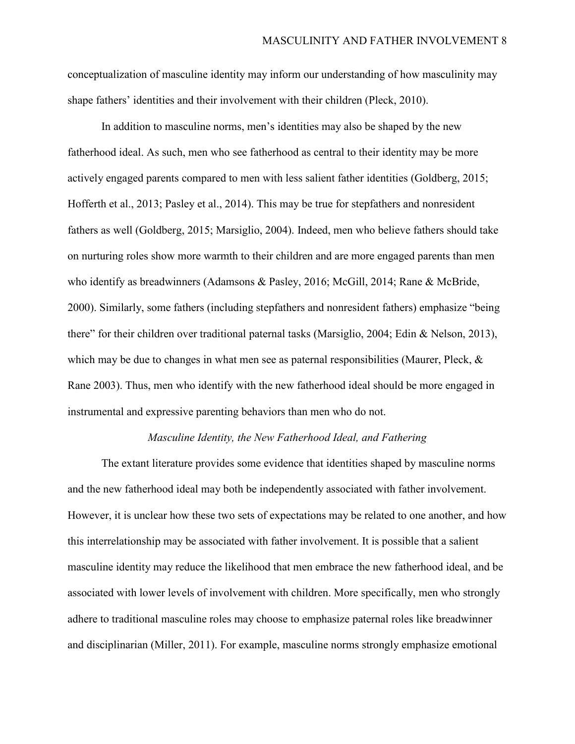conceptualization of masculine identity may inform our understanding of how masculinity may shape fathers' identities and their involvement with their children (Pleck, 2010).

In addition to masculine norms, men's identities may also be shaped by the new fatherhood ideal. As such, men who see fatherhood as central to their identity may be more actively engaged parents compared to men with less salient father identities (Goldberg, 2015; Hofferth et al., 2013; Pasley et al., 2014). This may be true for stepfathers and nonresident fathers as well (Goldberg, 2015; Marsiglio, 2004). Indeed, men who believe fathers should take on nurturing roles show more warmth to their children and are more engaged parents than men who identify as breadwinners (Adamsons & Pasley, 2016; McGill, 2014; Rane & McBride, 2000). Similarly, some fathers (including stepfathers and nonresident fathers) emphasize "being there" for their children over traditional paternal tasks (Marsiglio, 2004; Edin & Nelson, 2013), which may be due to changes in what men see as paternal responsibilities (Maurer, Pleck, & Rane 2003). Thus, men who identify with the new fatherhood ideal should be more engaged in instrumental and expressive parenting behaviors than men who do not.

### *Masculine Identity, the New Fatherhood Ideal, and Fathering*

The extant literature provides some evidence that identities shaped by masculine norms and the new fatherhood ideal may both be independently associated with father involvement. However, it is unclear how these two sets of expectations may be related to one another, and how this interrelationship may be associated with father involvement. It is possible that a salient masculine identity may reduce the likelihood that men embrace the new fatherhood ideal, and be associated with lower levels of involvement with children. More specifically, men who strongly adhere to traditional masculine roles may choose to emphasize paternal roles like breadwinner and disciplinarian (Miller, 2011). For example, masculine norms strongly emphasize emotional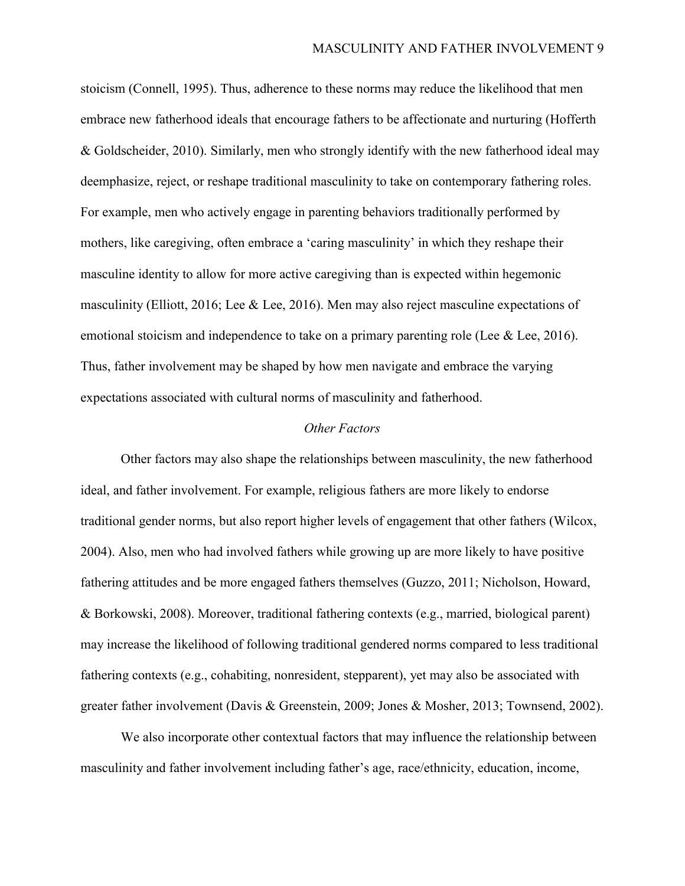stoicism (Connell, 1995). Thus, adherence to these norms may reduce the likelihood that men embrace new fatherhood ideals that encourage fathers to be affectionate and nurturing (Hofferth & Goldscheider, 2010). Similarly, men who strongly identify with the new fatherhood ideal may deemphasize, reject, or reshape traditional masculinity to take on contemporary fathering roles. For example, men who actively engage in parenting behaviors traditionally performed by mothers, like caregiving, often embrace a 'caring masculinity' in which they reshape their masculine identity to allow for more active caregiving than is expected within hegemonic masculinity (Elliott, 2016; Lee & Lee, 2016). Men may also reject masculine expectations of emotional stoicism and independence to take on a primary parenting role (Lee & Lee, 2016). Thus, father involvement may be shaped by how men navigate and embrace the varying expectations associated with cultural norms of masculinity and fatherhood.

### *Other Factors*

Other factors may also shape the relationships between masculinity, the new fatherhood ideal, and father involvement. For example, religious fathers are more likely to endorse traditional gender norms, but also report higher levels of engagement that other fathers (Wilcox, 2004). Also, men who had involved fathers while growing up are more likely to have positive fathering attitudes and be more engaged fathers themselves (Guzzo, 2011; Nicholson, Howard, & Borkowski, 2008). Moreover, traditional fathering contexts (e.g., married, biological parent) may increase the likelihood of following traditional gendered norms compared to less traditional fathering contexts (e.g., cohabiting, nonresident, stepparent), yet may also be associated with greater father involvement (Davis & Greenstein, 2009; Jones & Mosher, 2013; Townsend, 2002).

We also incorporate other contextual factors that may influence the relationship between masculinity and father involvement including father's age, race/ethnicity, education, income,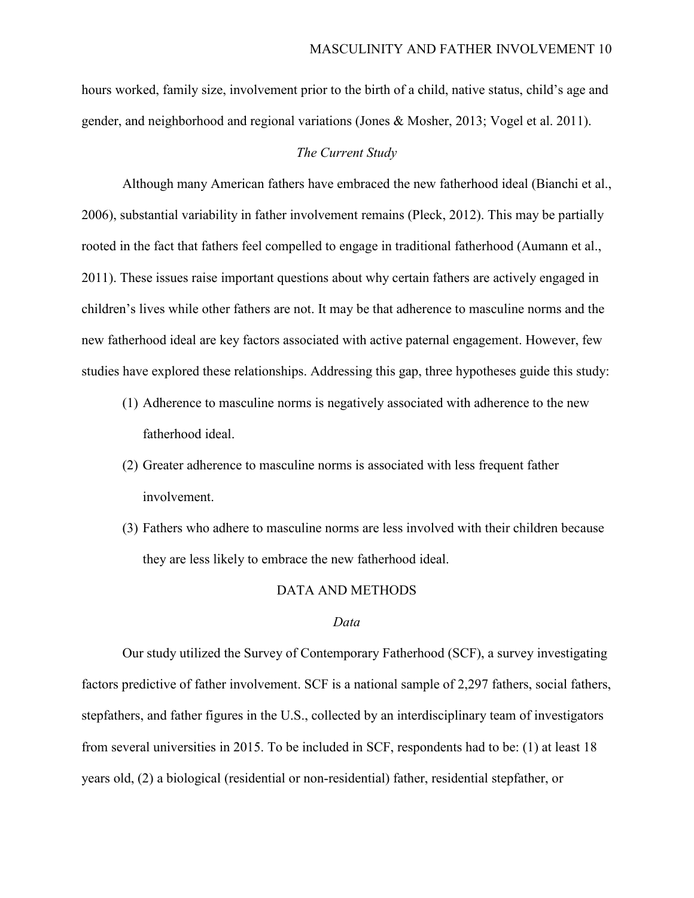hours worked, family size, involvement prior to the birth of a child, native status, child's age and gender, and neighborhood and regional variations (Jones & Mosher, 2013; Vogel et al. 2011).

### *The Current Study*

Although many American fathers have embraced the new fatherhood ideal (Bianchi et al., 2006), substantial variability in father involvement remains (Pleck, 2012). This may be partially rooted in the fact that fathers feel compelled to engage in traditional fatherhood (Aumann et al., 2011). These issues raise important questions about why certain fathers are actively engaged in children's lives while other fathers are not. It may be that adherence to masculine norms and the new fatherhood ideal are key factors associated with active paternal engagement. However, few studies have explored these relationships. Addressing this gap, three hypotheses guide this study:

(1) Adherence to masculine norms is negatively associated with adherence to the new fatherhood ideal.

(2) Greater adherence to masculine norms is associated with less frequent father involvement.

(3) Fathers who adhere to masculine norms are less involved with their children because they are less likely to embrace the new fatherhood ideal.

## DATA AND METHODS

### *Data*

Our study utilized the Survey of Contemporary Fatherhood (SCF), a survey investigating factors predictive of father involvement. SCF is a national sample of 2,297 fathers, social fathers, stepfathers, and father figures in the U.S., collected by an interdisciplinary team of investigators from several universities in 2015. To be included in SCF, respondents had to be: (1) at least 18 years old, (2) a biological (residential or non-residential) father, residential stepfather, or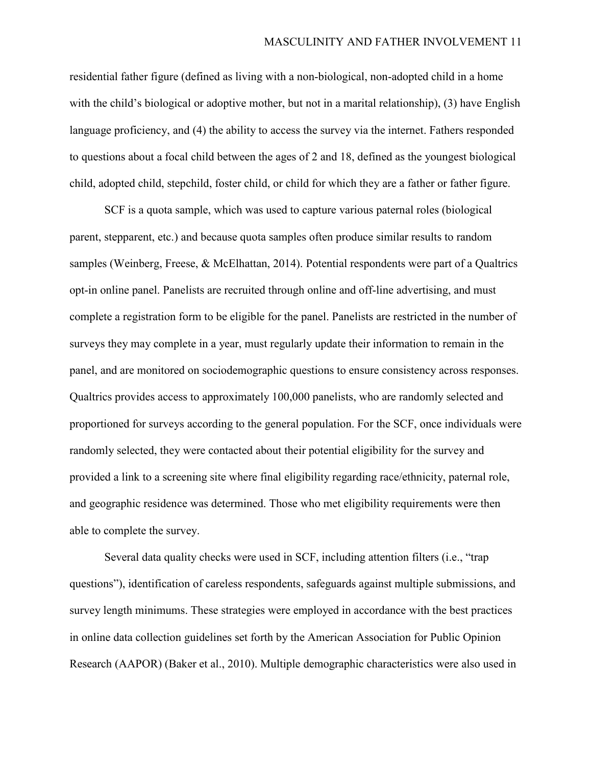residential father figure (defined as living with a non-biological, non-adopted child in a home with the child's biological or adoptive mother, but not in a marital relationship), (3) have English language proficiency, and (4) the ability to access the survey via the internet. Fathers responded to questions about a focal child between the ages of 2 and 18, defined as the youngest biological child, adopted child, stepchild, foster child, or child for which they are a father or father figure.

SCF is a quota sample, which was used to capture various paternal roles (biological parent, stepparent, etc.) and because quota samples often produce similar results to random samples (Weinberg, Freese, & McElhattan, 2014). Potential respondents were part of a Qualtrics opt-in online panel. Panelists are recruited through online and off-line advertising, and must complete a registration form to be eligible for the panel. Panelists are restricted in the number of surveys they may complete in a year, must regularly update their information to remain in the panel, and are monitored on sociodemographic questions to ensure consistency across responses. Qualtrics provides access to approximately 100,000 panelists, who are randomly selected and proportioned for surveys according to the general population. For the SCF, once individuals were randomly selected, they were contacted about their potential eligibility for the survey and provided a link to a screening site where final eligibility regarding race/ethnicity, paternal role, and geographic residence was determined. Those who met eligibility requirements were then able to complete the survey.

Several data quality checks were used in SCF, including attention filters (i.e., "trap questions"), identification of careless respondents, safeguards against multiple submissions, and survey length minimums. These strategies were employed in accordance with the best practices in online data collection guidelines set forth by the American Association for Public Opinion Research (AAPOR) (Baker et al., 2010). Multiple demographic characteristics were also used in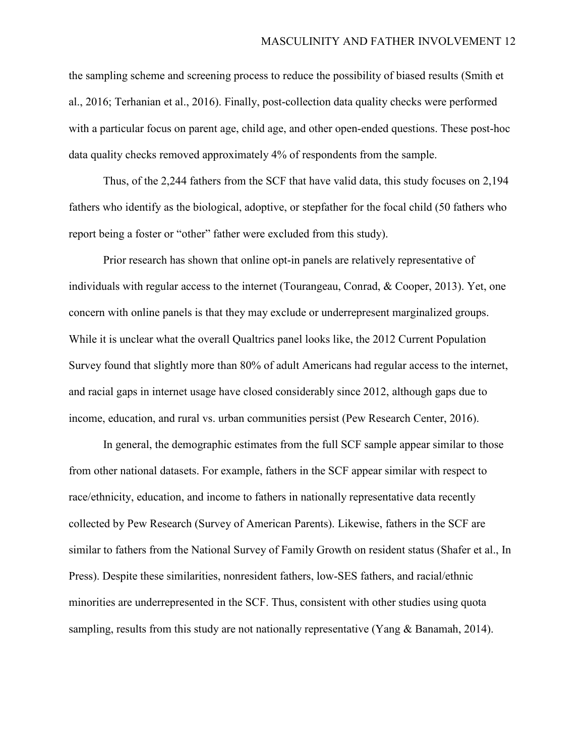the sampling scheme and screening process to reduce the possibility of biased results (Smith et al., 2016; Terhanian et al., 2016). Finally, post-collection data quality checks were performed with a particular focus on parent age, child age, and other open-ended questions. These post-hoc data quality checks removed approximately 4% of respondents from the sample.

Thus, of the 2,244 fathers from the SCF that have valid data, this study focuses on 2,194 fathers who identify as the biological, adoptive, or stepfather for the focal child (50 fathers who report being a foster or "other" father were excluded from this study).

Prior research has shown that online opt-in panels are relatively representative of individuals with regular access to the internet (Tourangeau, Conrad, & Cooper, 2013). Yet, one concern with online panels is that they may exclude or underrepresent marginalized groups. While it is unclear what the overall Qualtrics panel looks like, the 2012 Current Population Survey found that slightly more than 80% of adult Americans had regular access to the internet, and racial gaps in internet usage have closed considerably since 2012, although gaps due to income, education, and rural vs. urban communities persist (Pew Research Center, 2016).

In general, the demographic estimates from the full SCF sample appear similar to those from other national datasets. For example, fathers in the SCF appear similar with respect to race/ethnicity, education, and income to fathers in nationally representative data recently collected by Pew Research (Survey of American Parents). Likewise, fathers in the SCF are similar to fathers from the National Survey of Family Growth on resident status (Shafer et al., In Press). Despite these similarities, nonresident fathers, low-SES fathers, and racial/ethnic minorities are underrepresented in the SCF. Thus, consistent with other studies using quota sampling, results from this study are not nationally representative (Yang & Banamah, 2014).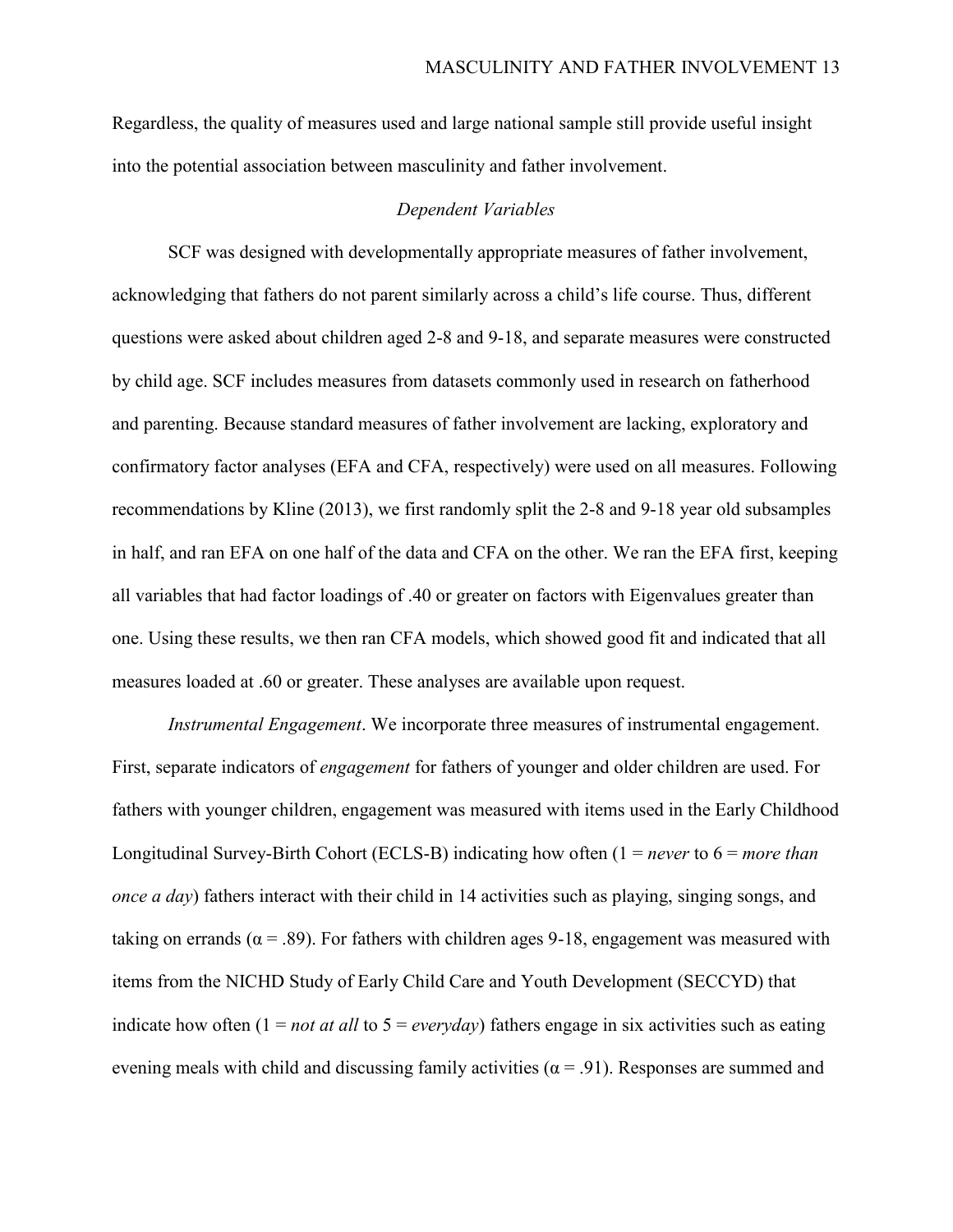Regardless, the quality of measures used and large national sample still provide useful insight into the potential association between masculinity and father involvement.

### *Dependent Variables*

SCF was designed with developmentally appropriate measures of father involvement, acknowledging that fathers do not parent similarly across a child's life course. Thus, different questions were asked about children aged 2-8 and 9-18, and separate measures were constructed by child age. SCF includes measures from datasets commonly used in research on fatherhood and parenting. Because standard measures of father involvement are lacking, exploratory and confirmatory factor analyses (EFA and CFA, respectively) were used on all measures. Following recommendations by Kline (2013), we first randomly split the 2-8 and 9-18 year old subsamples in half, and ran EFA on one half of the data and CFA on the other. We ran the EFA first, keeping all variables that had factor loadings of .40 or greater on factors with Eigenvalues greater than one. Using these results, we then ran CFA models, which showed good fit and indicated that all measures loaded at .60 or greater. These analyses are available upon request.

*Instrumental Engagement*. We incorporate three measures of instrumental engagement. First, separate indicators of *engagement* for fathers of younger and older children are used. For fathers with younger children, engagement was measured with items used in the Early Childhood Longitudinal Survey-Birth Cohort (ECLS-B) indicating how often (1 = *never* to 6 = *more than once a day*) fathers interact with their child in 14 activities such as playing, singing songs, and taking on errands ($\alpha = .89$). For fathers with children ages 9-18, engagement was measured with items from the NICHD Study of Early Child Care and Youth Development (SECCYD) that indicate how often (1 = *not at all* to 5 = *everyday*) fathers engage in six activities such as eating evening meals with child and discussing family activities ($\alpha = .91$). Responses are summed and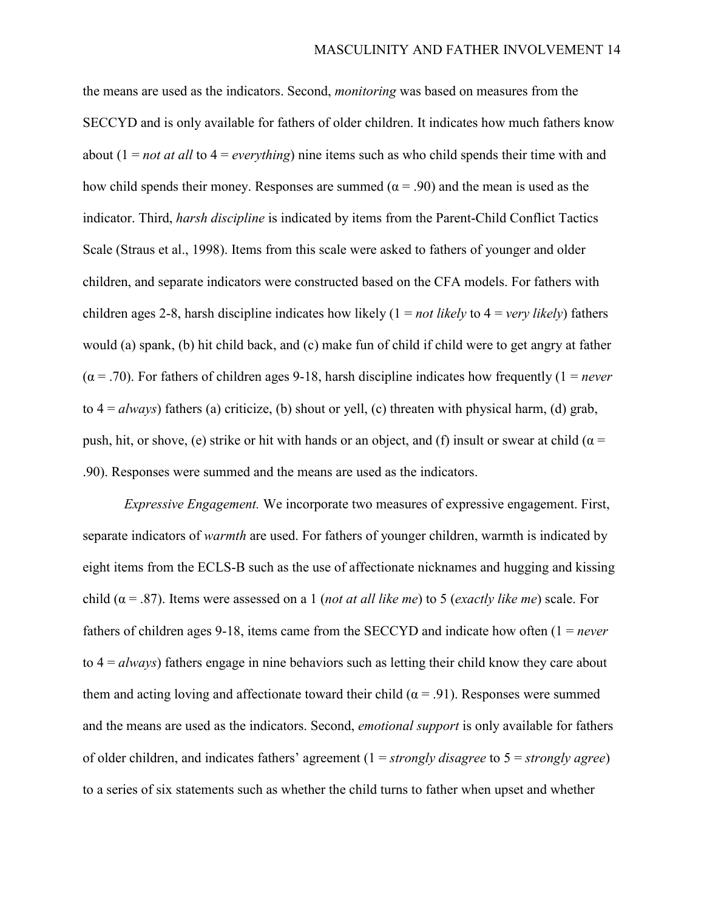the means are used as the indicators. Second, *monitoring* was based on measures from the SECCYD and is only available for fathers of older children. It indicates how much fathers know about (1 = *not at all* to 4 = *everything*) nine items such as who child spends their time with and how child spends their money. Responses are summed ($\alpha = .90$) and the mean is used as the indicator. Third, *harsh discipline* is indicated by items from the Parent-Child Conflict Tactics Scale (Straus et al., 1998). Items from this scale were asked to fathers of younger and older children, and separate indicators were constructed based on the CFA models. For fathers with children ages 2-8, harsh discipline indicates how likely (1 = *not likely* to 4 = *very likely*) fathers would (a) spank, (b) hit child back, and (c) make fun of child if child were to get angry at father ($\alpha = .70$). For fathers of children ages 9-18, harsh discipline indicates how frequently (1 = *never* to 4 = *always*) fathers (a) criticize, (b) shout or yell, (c) threaten with physical harm, (d) grab, push, hit, or shove, (e) strike or hit with hands or an object, and (f) insult or swear at child ($\alpha = .90$). Responses were summed and the means are used as the indicators.

*Expressive Engagement.* We incorporate two measures of expressive engagement. First, separate indicators of *warmth* are used. For fathers of younger children, warmth is indicated by eight items from the ECLS-B such as the use of affectionate nicknames and hugging and kissing child ($\alpha = .87$). Items were assessed on a 1 (*not at all like me*) to 5 (*exactly like me*) scale. For fathers of children ages 9-18, items came from the SECCYD and indicate how often (1 = *never* to 4 = *always*) fathers engage in nine behaviors such as letting their child know they care about them and acting loving and affectionate toward their child ($\alpha = .91$). Responses were summed and the means are used as the indicators. Second, *emotional support* is only available for fathers of older children, and indicates fathers' agreement (1 = *strongly disagree* to 5 = *strongly agree*) to a series of six statements such as whether the child turns to father when upset and whether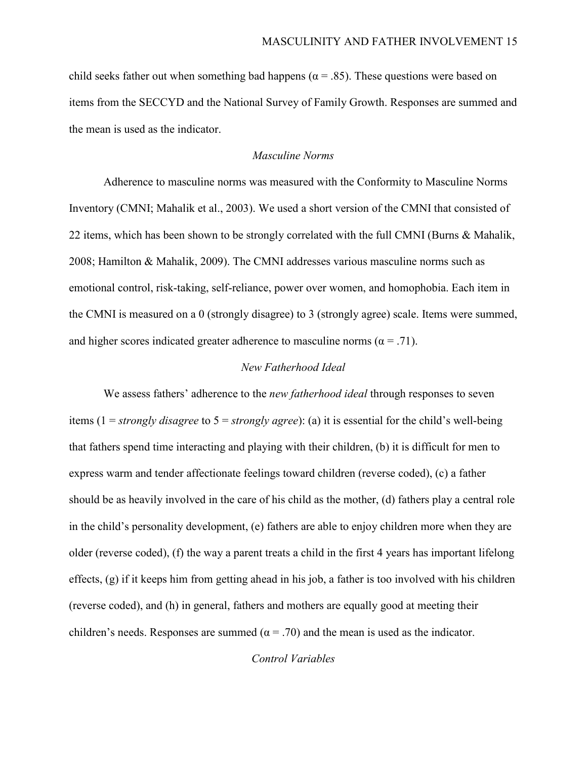child seeks father out when something bad happens ($\alpha = .85$). These questions were based on items from the SECCYD and the National Survey of Family Growth. Responses are summed and the mean is used as the indicator.

### *Masculine Norms*

Adherence to masculine norms was measured with the Conformity to Masculine Norms Inventory (CMNI; Mahalik et al., 2003). We used a short version of the CMNI that consisted of 22 items, which has been shown to be strongly correlated with the full CMNI (Burns & Mahalik, 2008; Hamilton & Mahalik, 2009). The CMNI addresses various masculine norms such as emotional control, risk-taking, self-reliance, power over women, and homophobia. Each item in the CMNI is measured on a 0 (strongly disagree) to 3 (strongly agree) scale. Items were summed, and higher scores indicated greater adherence to masculine norms ($\alpha = .71$).

### *New Fatherhood Ideal*

We assess fathers' adherence to the *new fatherhood ideal* through responses to seven items (1 = *strongly disagree* to 5 = *strongly agree*): (a) it is essential for the child's well-being that fathers spend time interacting and playing with their children, (b) it is difficult for men to express warm and tender affectionate feelings toward children (reverse coded), (c) a father should be as heavily involved in the care of his child as the mother, (d) fathers play a central role in the child's personality development, (e) fathers are able to enjoy children more when they are older (reverse coded), (f) the way a parent treats a child in the first 4 years has important lifelong effects, (g) if it keeps him from getting ahead in his job, a father is too involved with his children (reverse coded), and (h) in general, fathers and mothers are equally good at meeting their children's needs. Responses are summed ($\alpha = .70$) and the mean is used as the indicator.

### *Control Variables*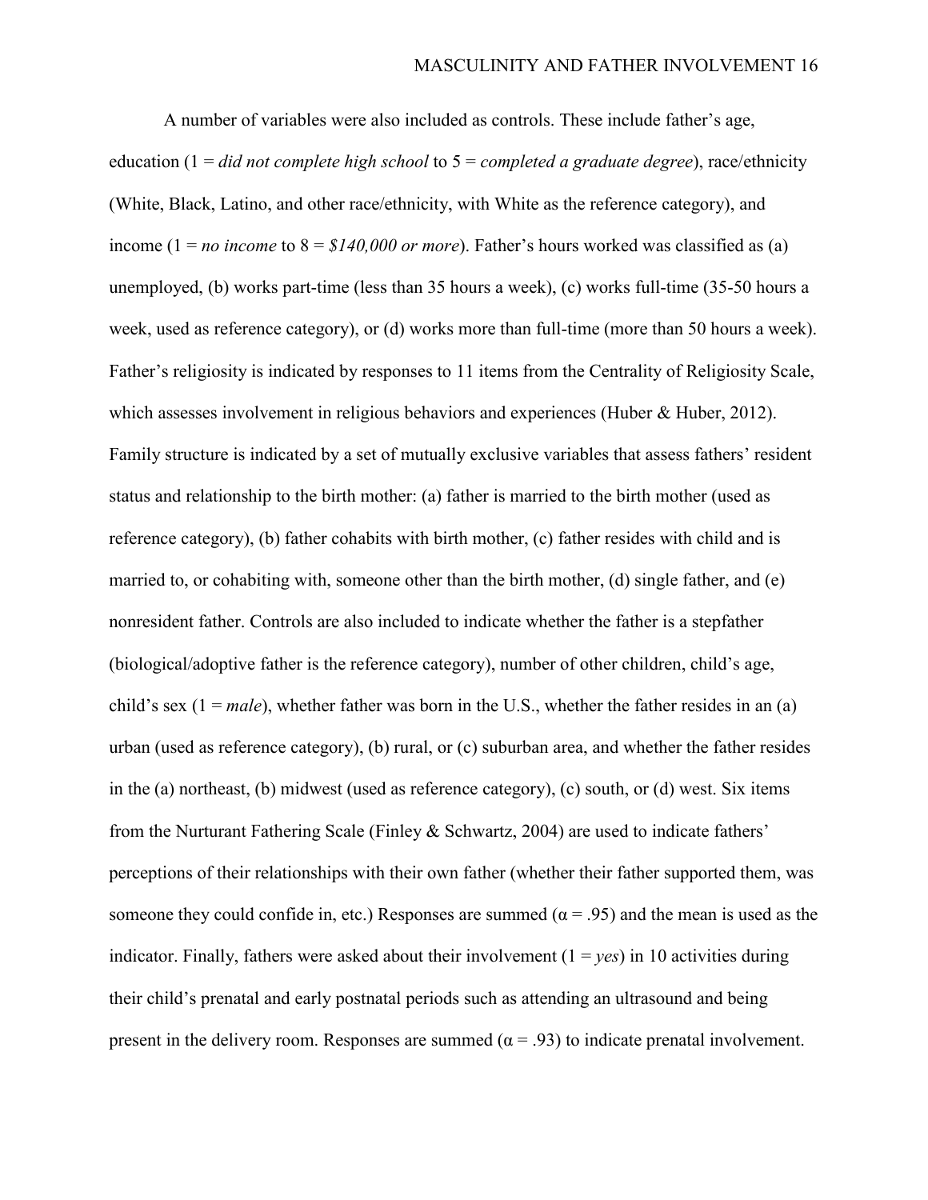A number of variables were also included as controls. These include father's age, education (1 = *did not complete high school* to 5 = *completed a graduate degree*), race/ethnicity (White, Black, Latino, and other race/ethnicity, with White as the reference category), and income (1 = *no income* to 8 = *$140,000 or more*). Father's hours worked was classified as (a) unemployed, (b) works part-time (less than 35 hours a week), (c) works full-time (35-50 hours a week, used as reference category), or (d) works more than full-time (more than 50 hours a week). Father's religiosity is indicated by responses to 11 items from the Centrality of Religiosity Scale, which assesses involvement in religious behaviors and experiences (Huber & Huber, 2012). Family structure is indicated by a set of mutually exclusive variables that assess fathers' resident status and relationship to the birth mother: (a) father is married to the birth mother (used as reference category), (b) father cohabits with birth mother, (c) father resides with child and is married to, or cohabiting with, someone other than the birth mother, (d) single father, and (e) nonresident father. Controls are also included to indicate whether the father is a stepfather (biological/adoptive father is the reference category), number of other children, child's age, child's sex (1 = *male*), whether father was born in the U.S., whether the father resides in an (a) urban (used as reference category), (b) rural, or (c) suburban area, and whether the father resides in the (a) northeast, (b) midwest (used as reference category), (c) south, or (d) west. Six items from the Nurturant Fathering Scale (Finley & Schwartz, 2004) are used to indicate fathers' perceptions of their relationships with their own father (whether their father supported them, was someone they could confide in, etc.) Responses are summed ($\alpha = .95$) and the mean is used as the indicator. Finally, fathers were asked about their involvement (1 = *yes*) in 10 activities during their child's prenatal and early postnatal periods such as attending an ultrasound and being present in the delivery room. Responses are summed ($\alpha = .93$) to indicate prenatal involvement.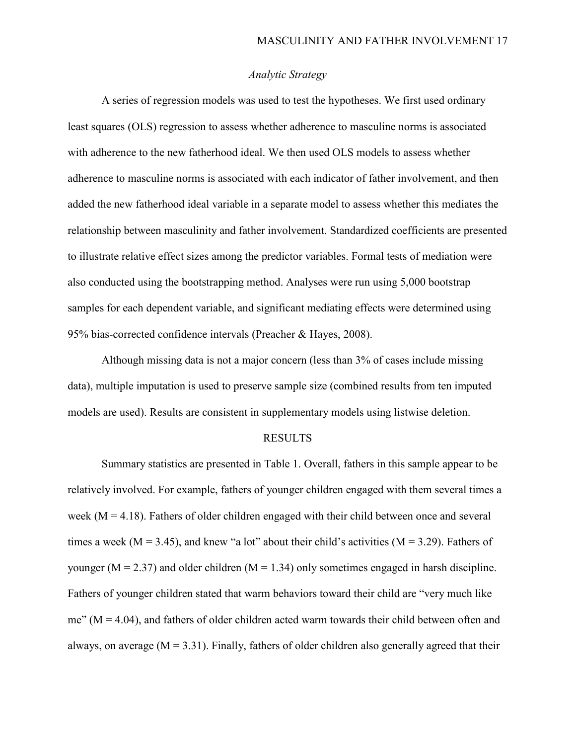### *Analytic Strategy*

A series of regression models was used to test the hypotheses. We first used ordinary least squares (OLS) regression to assess whether adherence to masculine norms is associated with adherence to the new fatherhood ideal. We then used OLS models to assess whether adherence to masculine norms is associated with each indicator of father involvement, and then added the new fatherhood ideal variable in a separate model to assess whether this mediates the relationship between masculinity and father involvement. Standardized coefficients are presented to illustrate relative effect sizes among the predictor variables. Formal tests of mediation were also conducted using the bootstrapping method. Analyses were run using 5,000 bootstrap samples for each dependent variable, and significant mediating effects were determined using 95% bias-corrected confidence intervals (Preacher & Hayes, 2008).

Although missing data is not a major concern (less than 3% of cases include missing data), multiple imputation is used to preserve sample size (combined results from ten imputed models are used). Results are consistent in supplementary models using listwise deletion.

## RESULTS

Summary statistics are presented in Table 1. Overall, fathers in this sample appear to be relatively involved. For example, fathers of younger children engaged with them several times a week ($M = 4.18$). Fathers of older children engaged with their child between once and several times a week ($M = 3.45$), and knew "a lot" about their child's activities ($M = 3.29$). Fathers of younger ($M = 2.37$) and older children ($M = 1.34$) only sometimes engaged in harsh discipline. Fathers of younger children stated that warm behaviors toward their child are "very much like me" ($M = 4.04$), and fathers of older children acted warm towards their child between often and always, on average ($M = 3.31$). Finally, fathers of older children also generally agreed that their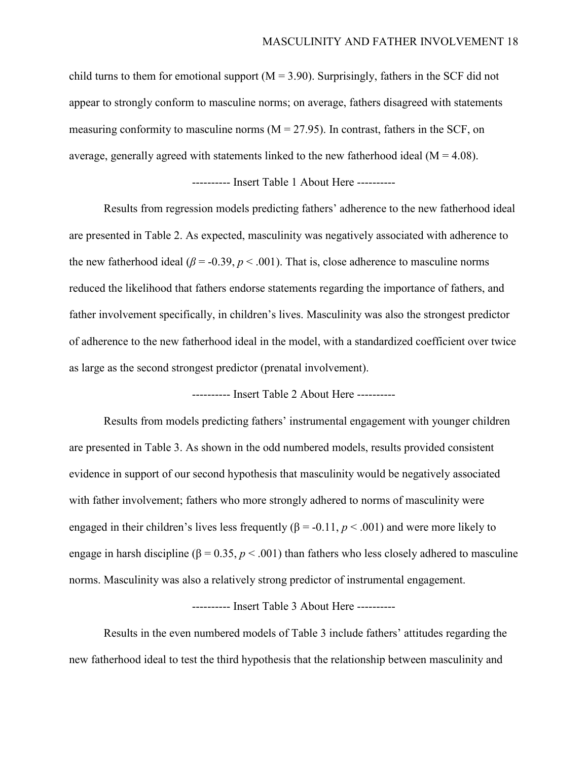child turns to them for emotional support (M = 3.90). Surprisingly, fathers in the SCF did not appear to strongly conform to masculine norms; on average, fathers disagreed with statements measuring conformity to masculine norms (M = 27.95). In contrast, fathers in the SCF, on average, generally agreed with statements linked to the new fatherhood ideal (M = 4.08).

---------- Insert Table 1 About Here ----------

Results from regression models predicting fathers' adherence to the new fatherhood ideal are presented in Table 2. As expected, masculinity was negatively associated with adherence to the new fatherhood ideal ($\beta = -0.39$, $p < .001$). That is, close adherence to masculine norms reduced the likelihood that fathers endorse statements regarding the importance of fathers, and father involvement specifically, in children's lives. Masculinity was also the strongest predictor of adherence to the new fatherhood ideal in the model, with a standardized coefficient over twice as large as the second strongest predictor (prenatal involvement).

---------- Insert Table 2 About Here ----------

Results from models predicting fathers' instrumental engagement with younger children are presented in Table 3. As shown in the odd numbered models, results provided consistent evidence in support of our second hypothesis that masculinity would be negatively associated with father involvement; fathers who more strongly adhered to norms of masculinity were engaged in their children's lives less frequently ($\beta = -0.11$, $p < .001$) and were more likely to engage in harsh discipline ($\beta = 0.35$, $p < .001$) than fathers who less closely adhered to masculine norms. Masculinity was also a relatively strong predictor of instrumental engagement.

---------- Insert Table 3 About Here ----------

Results in the even numbered models of Table 3 include fathers' attitudes regarding the new fatherhood ideal to test the third hypothesis that the relationship between masculinity and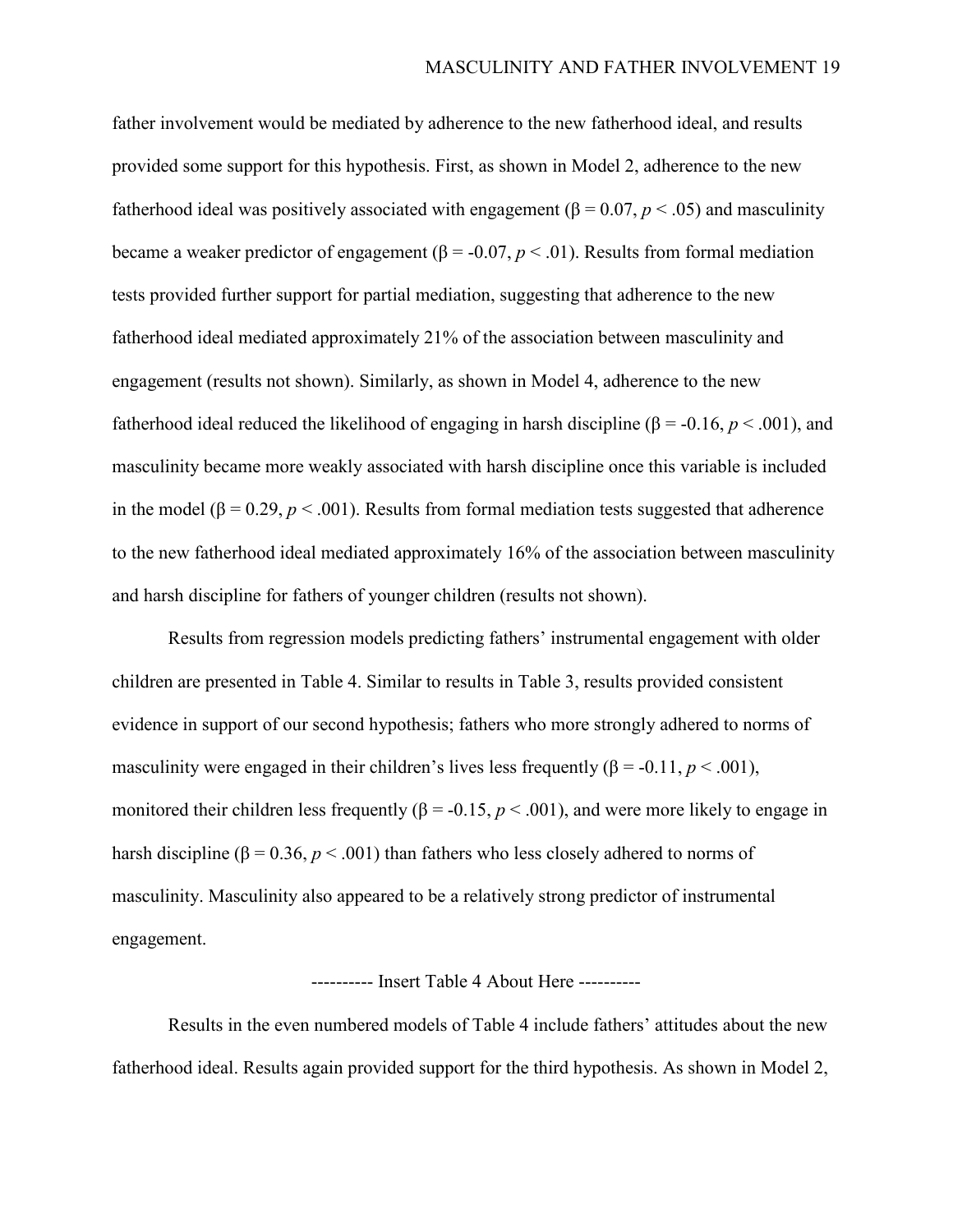father involvement would be mediated by adherence to the new fatherhood ideal, and results provided some support for this hypothesis. First, as shown in Model 2, adherence to the new fatherhood ideal was positively associated with engagement ($\beta = 0.07$, $p < .05$) and masculinity became a weaker predictor of engagement ($\beta = -0.07$, $p < .01$). Results from formal mediation tests provided further support for partial mediation, suggesting that adherence to the new fatherhood ideal mediated approximately 21% of the association between masculinity and engagement (results not shown). Similarly, as shown in Model 4, adherence to the new fatherhood ideal reduced the likelihood of engaging in harsh discipline ($\beta = -0.16$, $p < .001$), and masculinity became more weakly associated with harsh discipline once this variable is included in the model ($\beta = 0.29$, $p < .001$). Results from formal mediation tests suggested that adherence to the new fatherhood ideal mediated approximately 16% of the association between masculinity and harsh discipline for fathers of younger children (results not shown).

Results from regression models predicting fathers' instrumental engagement with older children are presented in Table 4. Similar to results in Table 3, results provided consistent evidence in support of our second hypothesis; fathers who more strongly adhered to norms of masculinity were engaged in their children's lives less frequently ($\beta = -0.11$, $p < .001$), monitored their children less frequently ($\beta = -0.15$, $p < .001$), and were more likely to engage in harsh discipline ($\beta = 0.36$, $p < .001$) than fathers who less closely adhered to norms of masculinity. Masculinity also appeared to be a relatively strong predictor of instrumental engagement.

---------- Insert Table 4 About Here ----------

Results in the even numbered models of Table 4 include fathers' attitudes about the new fatherhood ideal. Results again provided support for the third hypothesis. As shown in Model 2,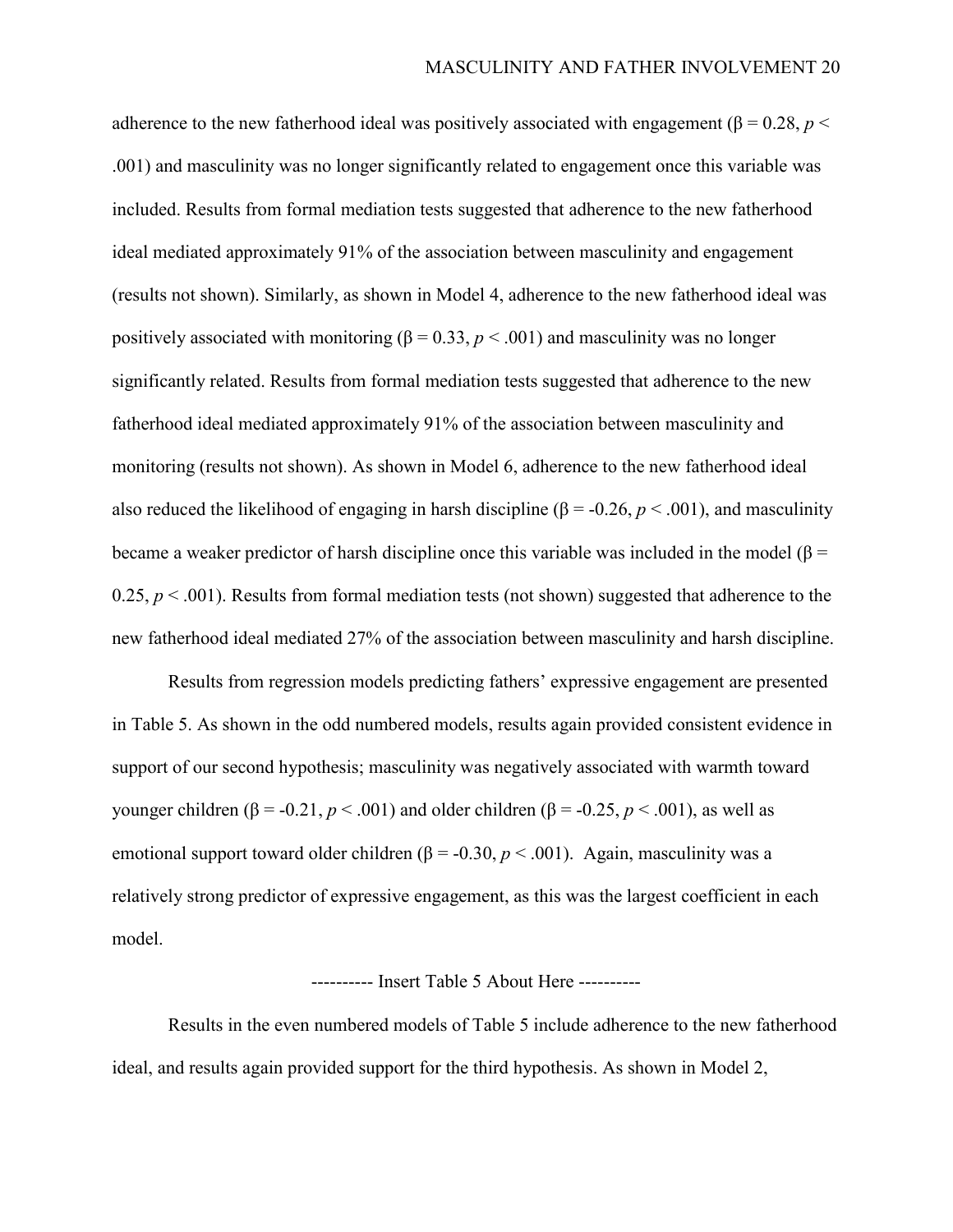adherence to the new fatherhood ideal was positively associated with engagement ($\beta = 0.28$, $p < .001$) and masculinity was no longer significantly related to engagement once this variable was included. Results from formal mediation tests suggested that adherence to the new fatherhood ideal mediated approximately 91% of the association between masculinity and engagement (results not shown). Similarly, as shown in Model 4, adherence to the new fatherhood ideal was positively associated with monitoring ($\beta = 0.33$, $p < .001$) and masculinity was no longer significantly related. Results from formal mediation tests suggested that adherence to the new fatherhood ideal mediated approximately 91% of the association between masculinity and monitoring (results not shown). As shown in Model 6, adherence to the new fatherhood ideal also reduced the likelihood of engaging in harsh discipline ($\beta = -0.26$, $p < .001$), and masculinity became a weaker predictor of harsh discipline once this variable was included in the model ($\beta = 0.25$, $p < .001$). Results from formal mediation tests (not shown) suggested that adherence to the new fatherhood ideal mediated 27% of the association between masculinity and harsh discipline.

Results from regression models predicting fathers' expressive engagement are presented in Table 5. As shown in the odd numbered models, results again provided consistent evidence in support of our second hypothesis; masculinity was negatively associated with warmth toward younger children ($\beta = -0.21$, $p < .001$) and older children ($\beta = -0.25$, $p < .001$), as well as emotional support toward older children ($\beta = -0.30$, $p < .001$). Again, masculinity was a relatively strong predictor of expressive engagement, as this was the largest coefficient in each model.

---------- Insert Table 5 About Here ----------

Results in the even numbered models of Table 5 include adherence to the new fatherhood ideal, and results again provided support for the third hypothesis. As shown in Model 2,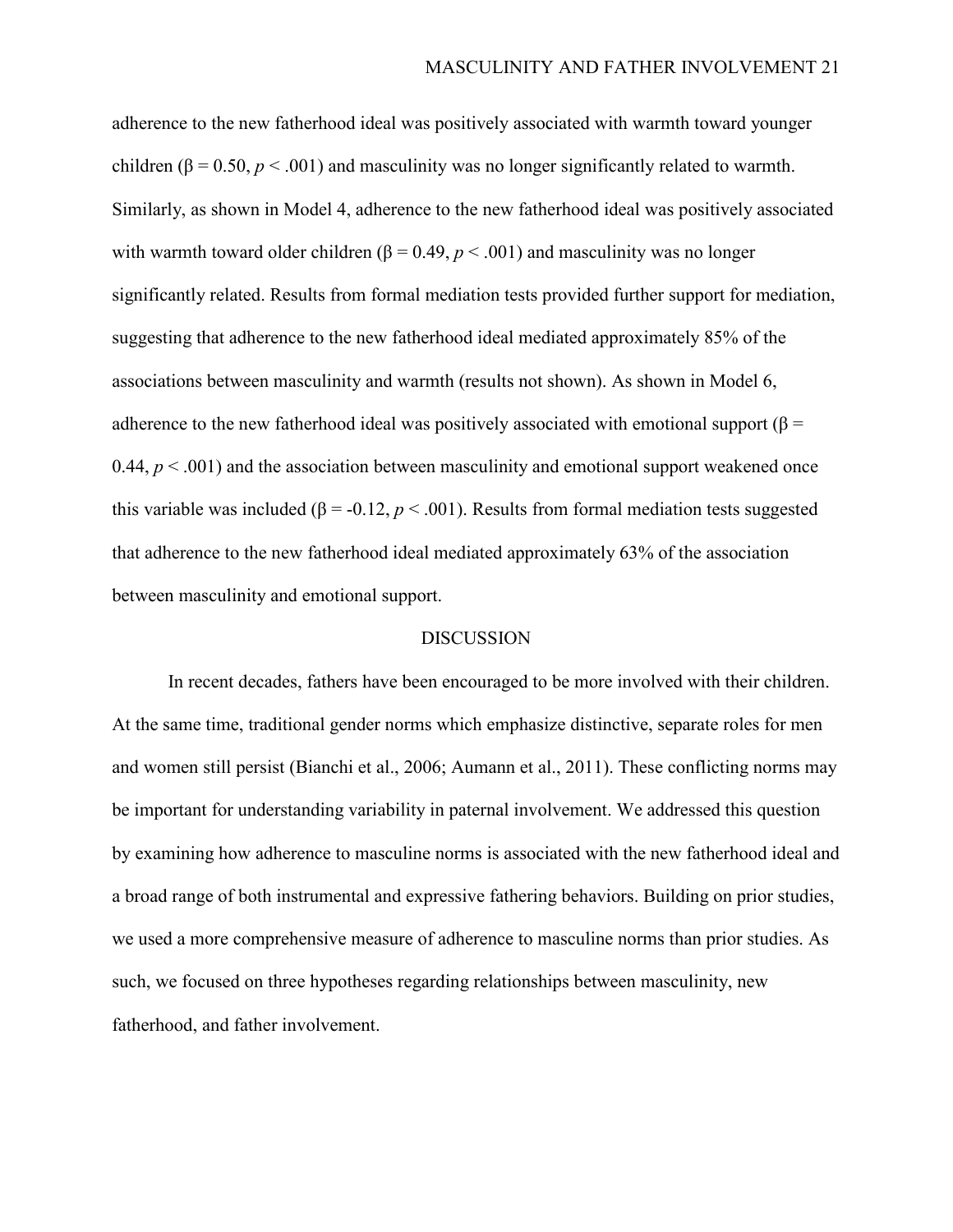adherence to the new fatherhood ideal was positively associated with warmth toward younger children ($\beta = 0.50$, $p < .001$) and masculinity was no longer significantly related to warmth. Similarly, as shown in Model 4, adherence to the new fatherhood ideal was positively associated with warmth toward older children ($\beta = 0.49$, $p < .001$) and masculinity was no longer significantly related. Results from formal mediation tests provided further support for mediation, suggesting that adherence to the new fatherhood ideal mediated approximately 85% of the associations between masculinity and warmth (results not shown). As shown in Model 6, adherence to the new fatherhood ideal was positively associated with emotional support ($\beta = 0.44$, $p < .001$) and the association between masculinity and emotional support weakened once this variable was included ($\beta = -0.12$, $p < .001$). Results from formal mediation tests suggested that adherence to the new fatherhood ideal mediated approximately 63% of the association between masculinity and emotional support.

## DISCUSSION

In recent decades, fathers have been encouraged to be more involved with their children. At the same time, traditional gender norms which emphasize distinctive, separate roles for men and women still persist (Bianchi et al., 2006; Aumann et al., 2011). These conflicting norms may be important for understanding variability in paternal involvement. We addressed this question by examining how adherence to masculine norms is associated with the new fatherhood ideal and a broad range of both instrumental and expressive fathering behaviors. Building on prior studies, we used a more comprehensive measure of adherence to masculine norms than prior studies. As such, we focused on three hypotheses regarding relationships between masculinity, new fatherhood, and father involvement.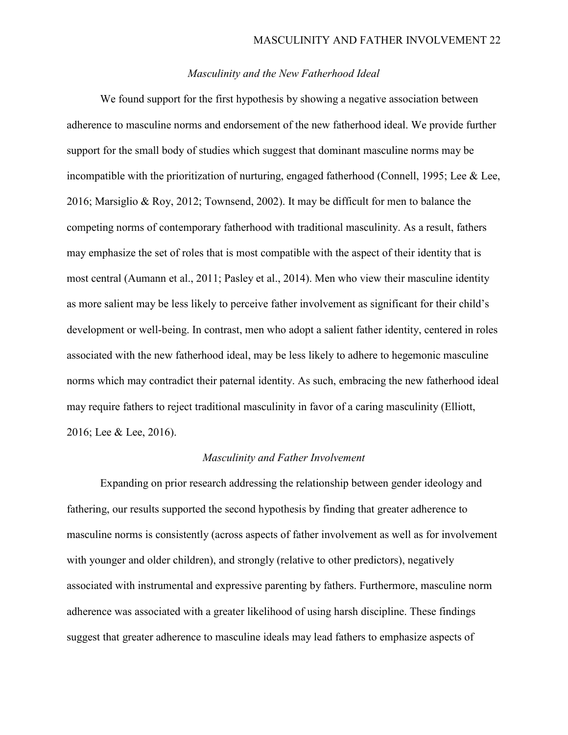### *Masculinity and the New Fatherhood Ideal*

We found support for the first hypothesis by showing a negative association between adherence to masculine norms and endorsement of the new fatherhood ideal. We provide further support for the small body of studies which suggest that dominant masculine norms may be incompatible with the prioritization of nurturing, engaged fatherhood (Connell, 1995; Lee & Lee, 2016; Marsiglio & Roy, 2012; Townsend, 2002). It may be difficult for men to balance the competing norms of contemporary fatherhood with traditional masculinity. As a result, fathers may emphasize the set of roles that is most compatible with the aspect of their identity that is most central (Aumann et al., 2011; Pasley et al., 2014). Men who view their masculine identity as more salient may be less likely to perceive father involvement as significant for their child's development or well-being. In contrast, men who adopt a salient father identity, centered in roles associated with the new fatherhood ideal, may be less likely to adhere to hegemonic masculine norms which may contradict their paternal identity. As such, embracing the new fatherhood ideal may require fathers to reject traditional masculinity in favor of a caring masculinity (Elliott, 2016; Lee & Lee, 2016).

### *Masculinity and Father Involvement*

Expanding on prior research addressing the relationship between gender ideology and fathering, our results supported the second hypothesis by finding that greater adherence to masculine norms is consistently (across aspects of father involvement as well as for involvement with younger and older children), and strongly (relative to other predictors), negatively associated with instrumental and expressive parenting by fathers. Furthermore, masculine norm adherence was associated with a greater likelihood of using harsh discipline. These findings suggest that greater adherence to masculine ideals may lead fathers to emphasize aspects of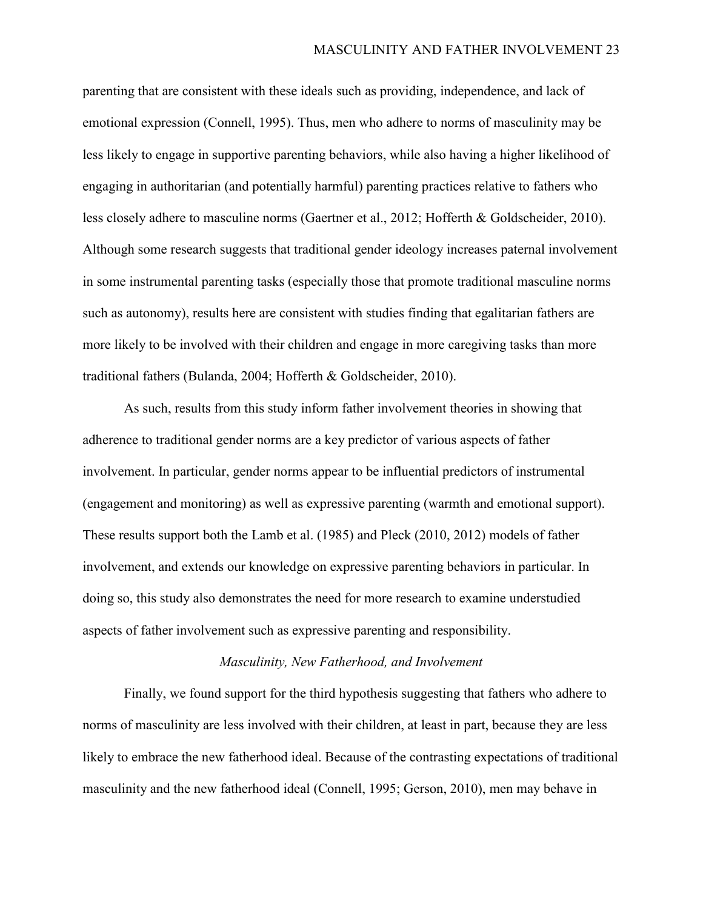parenting that are consistent with these ideals such as providing, independence, and lack of emotional expression (Connell, 1995). Thus, men who adhere to norms of masculinity may be less likely to engage in supportive parenting behaviors, while also having a higher likelihood of engaging in authoritarian (and potentially harmful) parenting practices relative to fathers who less closely adhere to masculine norms (Gaertner et al., 2012; Hofferth & Goldscheider, 2010). Although some research suggests that traditional gender ideology increases paternal involvement in some instrumental parenting tasks (especially those that promote traditional masculine norms such as autonomy), results here are consistent with studies finding that egalitarian fathers are more likely to be involved with their children and engage in more caregiving tasks than more traditional fathers (Bulanda, 2004; Hofferth & Goldscheider, 2010).

As such, results from this study inform father involvement theories in showing that adherence to traditional gender norms are a key predictor of various aspects of father involvement. In particular, gender norms appear to be influential predictors of instrumental (engagement and monitoring) as well as expressive parenting (warmth and emotional support). These results support both the Lamb et al. (1985) and Pleck (2010, 2012) models of father involvement, and extends our knowledge on expressive parenting behaviors in particular. In doing so, this study also demonstrates the need for more research to examine understudied aspects of father involvement such as expressive parenting and responsibility.

### *Masculinity, New Fatherhood, and Involvement*

Finally, we found support for the third hypothesis suggesting that fathers who adhere to norms of masculinity are less involved with their children, at least in part, because they are less likely to embrace the new fatherhood ideal. Because of the contrasting expectations of traditional masculinity and the new fatherhood ideal (Connell, 1995; Gerson, 2010), men may behave in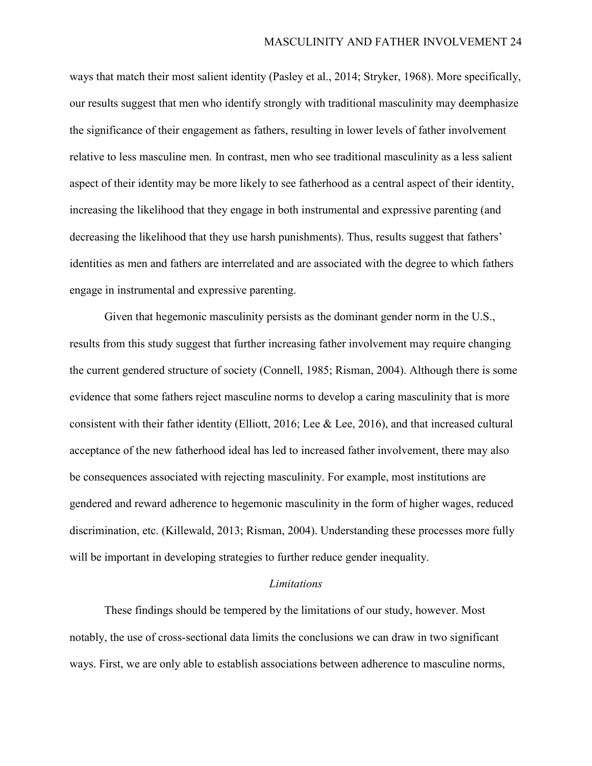ways that match their most salient identity (Pasley et al., 2014; Stryker, 1968). More specifically, our results suggest that men who identify strongly with traditional masculinity may deemphasize the significance of their engagement as fathers, resulting in lower levels of father involvement relative to less masculine men. In contrast, men who see traditional masculinity as a less salient aspect of their identity may be more likely to see fatherhood as a central aspect of their identity, increasing the likelihood that they engage in both instrumental and expressive parenting (and decreasing the likelihood that they use harsh punishments). Thus, results suggest that fathers' identities as men and fathers are interrelated and are associated with the degree to which fathers engage in instrumental and expressive parenting.

Given that hegemonic masculinity persists as the dominant gender norm in the U.S., results from this study suggest that further increasing father involvement may require changing the current gendered structure of society (Connell, 1985; Risman, 2004). Although there is some evidence that some fathers reject masculine norms to develop a caring masculinity that is more consistent with their father identity (Elliott, 2016; Lee & Lee, 2016), and that increased cultural acceptance of the new fatherhood ideal has led to increased father involvement, there may also be consequences associated with rejecting masculinity. For example, most institutions are gendered and reward adherence to hegemonic masculinity in the form of higher wages, reduced discrimination, etc. (Killewald, 2013; Risman, 2004). Understanding these processes more fully will be important in developing strategies to further reduce gender inequality.

### *Limitations*

These findings should be tempered by the limitations of our study, however. Most notably, the use of cross-sectional data limits the conclusions we can draw in two significant ways. First, we are only able to establish associations between adherence to masculine norms,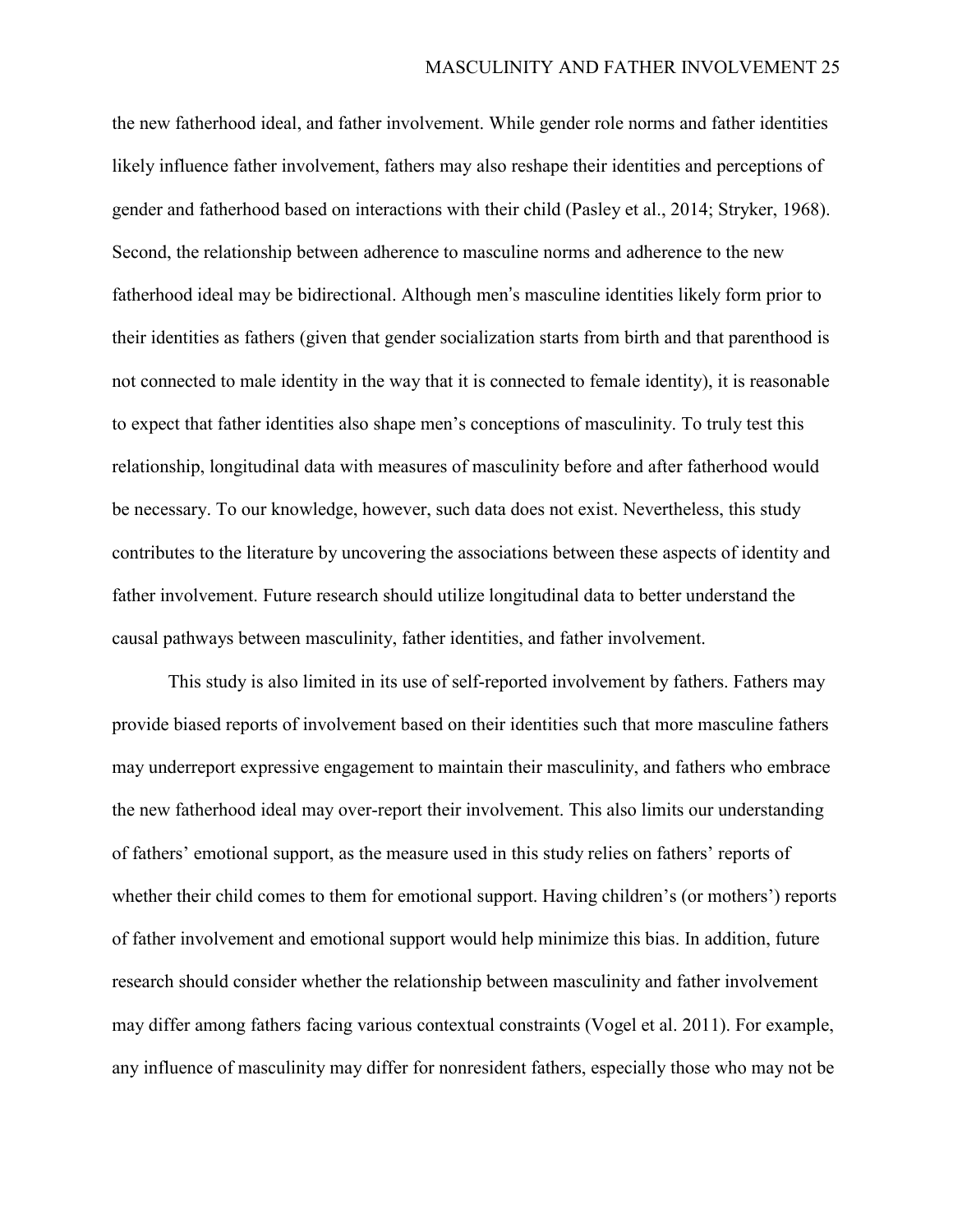the new fatherhood ideal, and father involvement. While gender role norms and father identities likely influence father involvement, fathers may also reshape their identities and perceptions of gender and fatherhood based on interactions with their child (Pasley et al., 2014; Stryker, 1968). Second, the relationship between adherence to masculine norms and adherence to the new fatherhood ideal may be bidirectional. Although men's masculine identities likely form prior to their identities as fathers (given that gender socialization starts from birth and that parenthood is not connected to male identity in the way that it is connected to female identity), it is reasonable to expect that father identities also shape men's conceptions of masculinity. To truly test this relationship, longitudinal data with measures of masculinity before and after fatherhood would be necessary. To our knowledge, however, such data does not exist. Nevertheless, this study contributes to the literature by uncovering the associations between these aspects of identity and father involvement. Future research should utilize longitudinal data to better understand the causal pathways between masculinity, father identities, and father involvement.

This study is also limited in its use of self-reported involvement by fathers. Fathers may provide biased reports of involvement based on their identities such that more masculine fathers may underreport expressive engagement to maintain their masculinity, and fathers who embrace the new fatherhood ideal may over-report their involvement. This also limits our understanding of fathers' emotional support, as the measure used in this study relies on fathers' reports of whether their child comes to them for emotional support. Having children's (or mothers') reports of father involvement and emotional support would help minimize this bias. In addition, future research should consider whether the relationship between masculinity and father involvement may differ among fathers facing various contextual constraints (Vogel et al. 2011). For example, any influence of masculinity may differ for nonresident fathers, especially those who may not be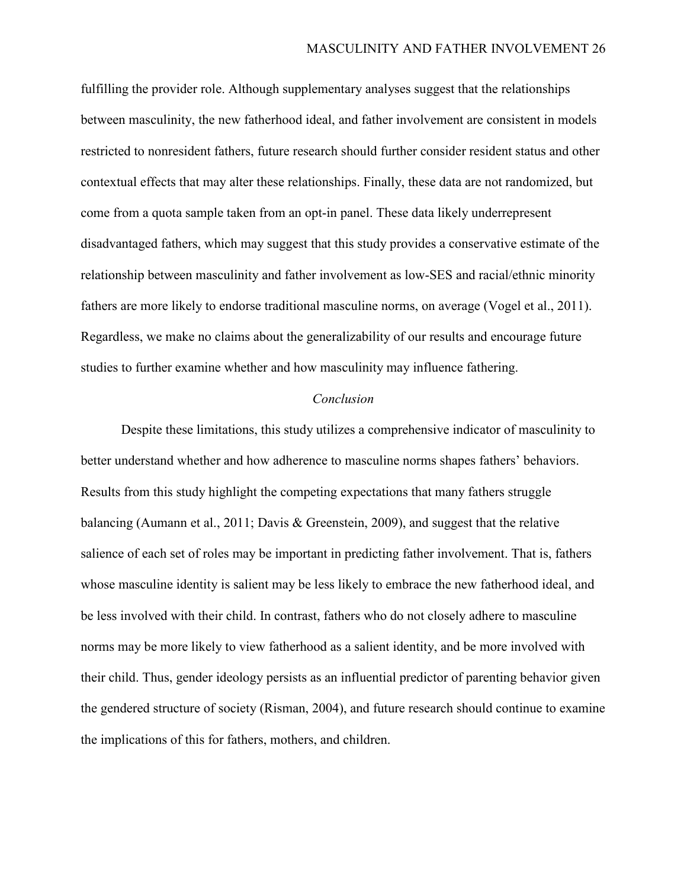fulfilling the provider role. Although supplementary analyses suggest that the relationships between masculinity, the new fatherhood ideal, and father involvement are consistent in models restricted to nonresident fathers, future research should further consider resident status and other contextual effects that may alter these relationships. Finally, these data are not randomized, but come from a quota sample taken from an opt-in panel. These data likely underrepresent disadvantaged fathers, which may suggest that this study provides a conservative estimate of the relationship between masculinity and father involvement as low-SES and racial/ethnic minority fathers are more likely to endorse traditional masculine norms, on average (Vogel et al., 2011). Regardless, we make no claims about the generalizability of our results and encourage future studies to further examine whether and how masculinity may influence fathering.

## *Conclusion*

Despite these limitations, this study utilizes a comprehensive indicator of masculinity to better understand whether and how adherence to masculine norms shapes fathers' behaviors. Results from this study highlight the competing expectations that many fathers struggle balancing (Aumann et al., 2011; Davis & Greenstein, 2009), and suggest that the relative salience of each set of roles may be important in predicting father involvement. That is, fathers whose masculine identity is salient may be less likely to embrace the new fatherhood ideal, and be less involved with their child. In contrast, fathers who do not closely adhere to masculine norms may be more likely to view fatherhood as a salient identity, and be more involved with their child. Thus, gender ideology persists as an influential predictor of parenting behavior given the gendered structure of society (Risman, 2004), and future research should continue to examine the implications of this for fathers, mothers, and children.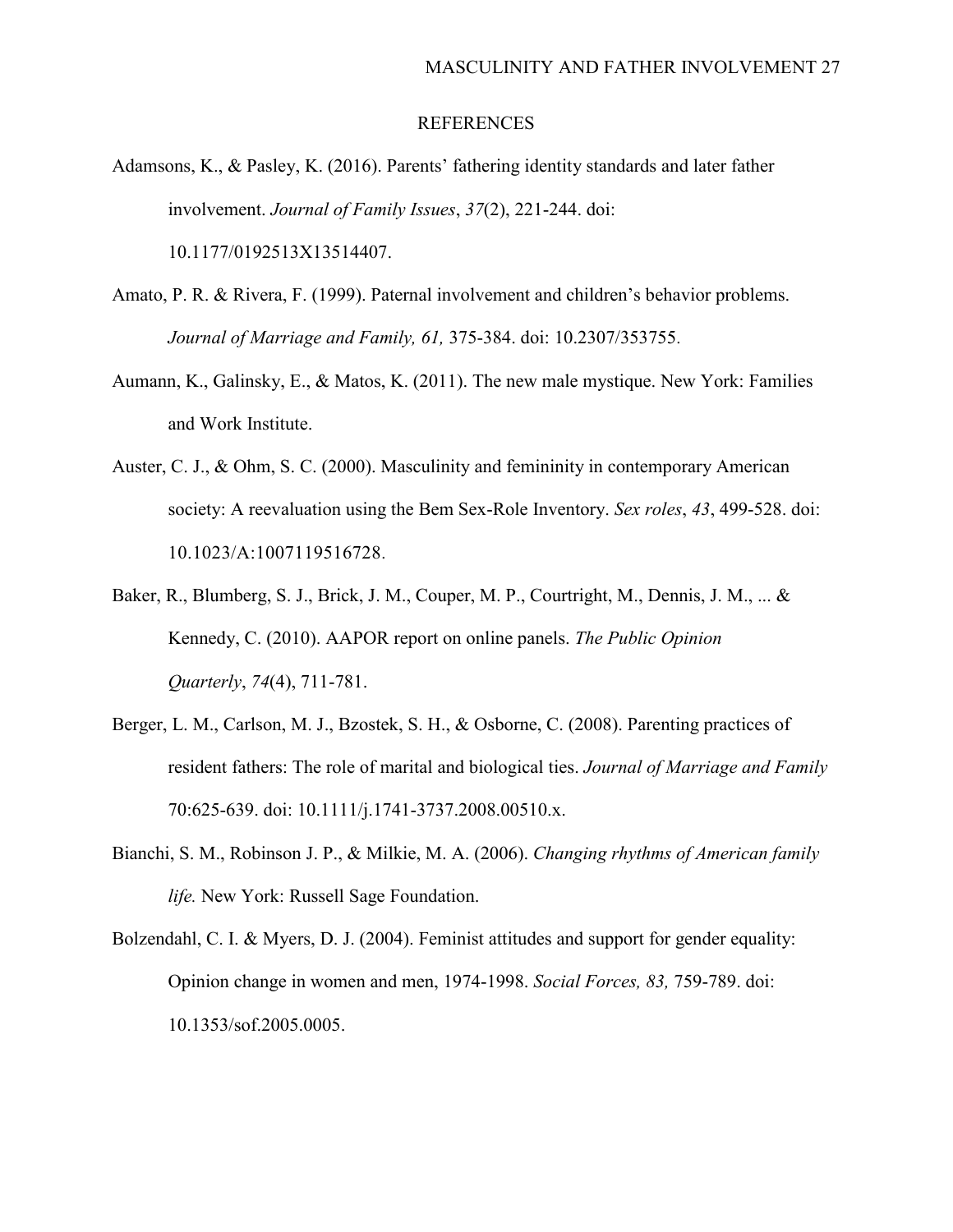# REFERENCES

Adamsons, K., & Pasley, K. (2016). Parents' fathering identity standards and later father involvement. *Journal of Family Issues*, *37*(2), 221-244. doi: 10.1177/0192513X13514407.

Amato, P. R. & Rivera, F. (1999). Paternal involvement and children's behavior problems. *Journal of Marriage and Family, 61,* 375-384. doi: 10.2307/353755.

Aumann, K., Galinsky, E., & Matos, K. (2011). The new male mystique. New York: Families and Work Institute.

Auster, C. J., & Ohm, S. C. (2000). Masculinity and femininity in contemporary American society: A reevaluation using the Bem Sex-Role Inventory. *Sex roles*, *43*, 499-528. doi: 10.1023/A:1007119516728.

Baker, R., Blumberg, S. J., Brick, J. M., Couper, M. P., Courtright, M., Dennis, J. M., ... & Kennedy, C. (2010). AAPOR report on online panels. *The Public Opinion Quarterly*, *74*(4), 711-781.

Berger, L. M., Carlson, M. J., Bzostek, S. H., & Osborne, C. (2008). Parenting practices of resident fathers: The role of marital and biological ties. *Journal of Marriage and Family* 70:625-639. doi: 10.1111/j.1741-3737.2008.00510.x.

Bianchi, S. M., Robinson J. P., & Milkie, M. A. (2006). *Changing rhythms of American family life.* New York: Russell Sage Foundation.

Bolzendahl, C. I. & Myers, D. J. (2004). Feminist attitudes and support for gender equality: Opinion change in women and men, 1974-1998. *Social Forces, 83,* 759-789. doi: 10.1353/sof.2005.0005.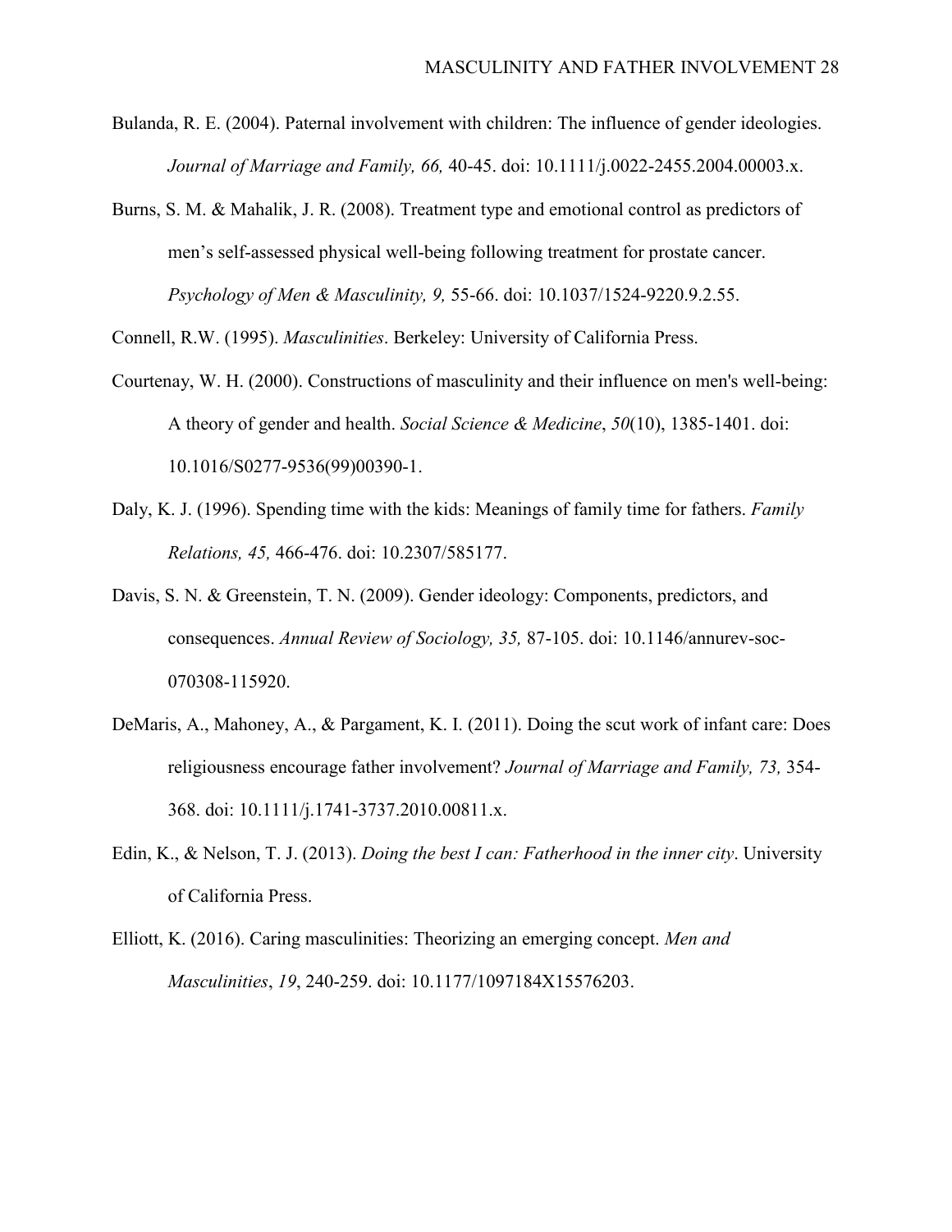Bulanda, R. E. (2004). Paternal involvement with children: The influence of gender ideologies. *Journal of Marriage and Family, 66,* 40-45. doi: 10.1111/j.0022-2455.2004.00003.x.

Burns, S. M. & Mahalik, J. R. (2008). Treatment type and emotional control as predictors of men's self-assessed physical well-being following treatment for prostate cancer. *Psychology of Men & Masculinity, 9,* 55-66. doi: 10.1037/1524-9220.9.2.55.

Connell, R.W. (1995). *Masculinities*. Berkeley: University of California Press.

Courtenay, W. H. (2000). Constructions of masculinity and their influence on men's well-being: A theory of gender and health. *Social Science & Medicine*, *50*(10), 1385-1401. doi: 10.1016/S0277-9536(99)00390-1.

Daly, K. J. (1996). Spending time with the kids: Meanings of family time for fathers. *Family Relations, 45,* 466-476. doi: 10.2307/585177.

Davis, S. N. & Greenstein, T. N. (2009). Gender ideology: Components, predictors, and consequences. *Annual Review of Sociology, 35,* 87-105. doi: 10.1146/annurev-soc-070308-115920.

DeMaris, A., Mahoney, A., & Pargament, K. I. (2011). Doing the scut work of infant care: Does religiousness encourage father involvement? *Journal of Marriage and Family, 73,* 354-368. doi: 10.1111/j.1741-3737.2010.00811.x.

Edin, K., & Nelson, T. J. (2013). *Doing the best I can: Fatherhood in the inner city*. University of California Press.

Elliott, K. (2016). Caring masculinities: Theorizing an emerging concept. *Men and Masculinities*, *19*, 240-259. doi: 10.1177/1097184X15576203.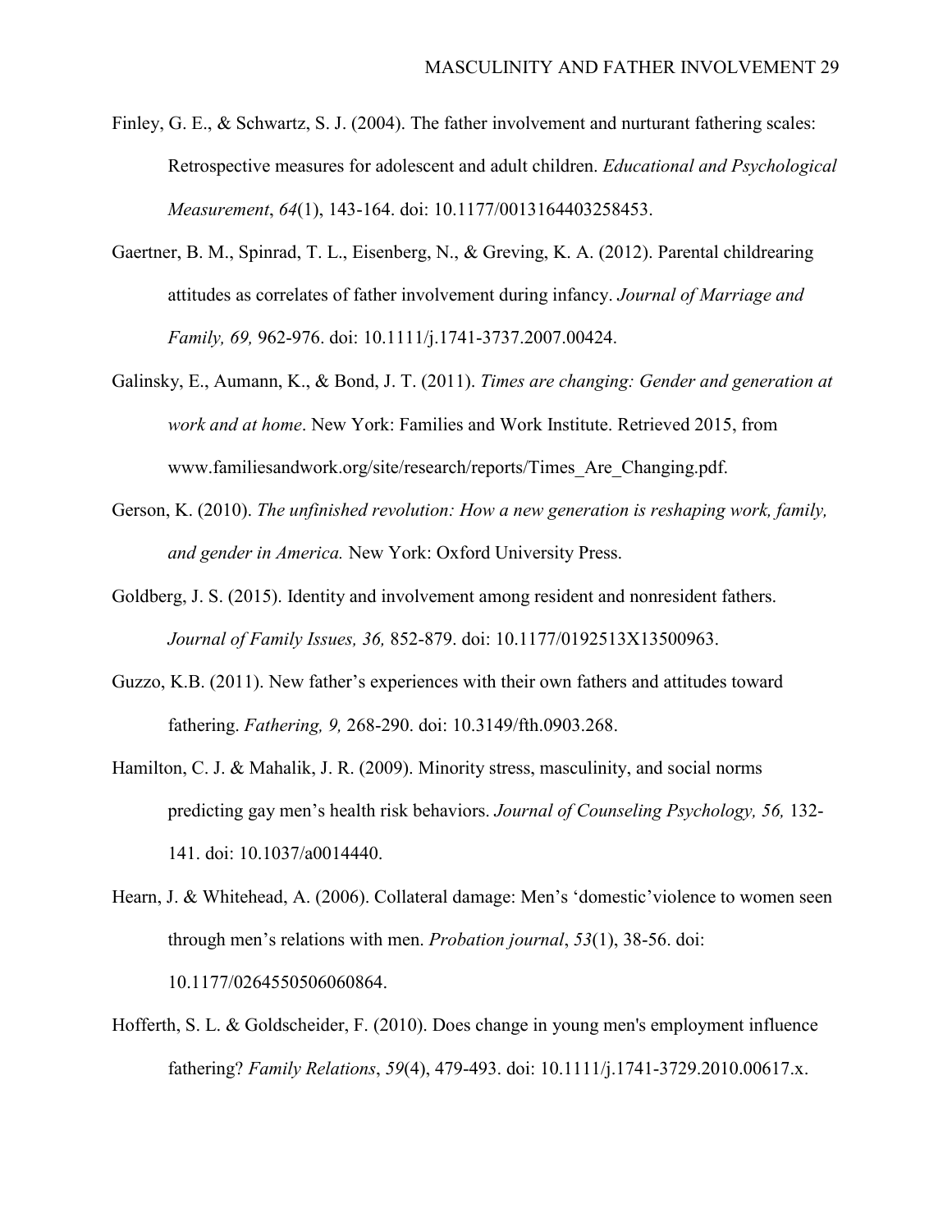Finley, G. E., & Schwartz, S. J. (2004). The father involvement and nurturant fathering scales: Retrospective measures for adolescent and adult children. *Educational and Psychological Measurement*, *64*(1), 143-164. doi: 10.1177/0013164403258453.

Gaertner, B. M., Spinrad, T. L., Eisenberg, N., & Greving, K. A. (2012). Parental childrearing attitudes as correlates of father involvement during infancy. *Journal of Marriage and Family, 69,* 962-976. doi: 10.1111/j.1741-3737.2007.00424.

Galinsky, E., Aumann, K., & Bond, J. T. (2011). *Times are changing: Gender and generation at work and at home*. New York: Families and Work Institute. Retrieved 2015, from www.familiesandwork.org/site/research/reports/Times_Are_Changing.pdf.

Gerson, K. (2010). *The unfinished revolution: How a new generation is reshaping work, family, and gender in America.* New York: Oxford University Press.

Goldberg, J. S. (2015). Identity and involvement among resident and nonresident fathers. *Journal of Family Issues, 36,* 852-879. doi: 10.1177/0192513X13500963.

Guzzo, K.B. (2011). New father's experiences with their own fathers and attitudes toward fathering. *Fathering, 9,* 268-290. doi: 10.3149/fth.0903.268.

Hamilton, C. J. & Mahalik, J. R. (2009). Minority stress, masculinity, and social norms predicting gay men's health risk behaviors. *Journal of Counseling Psychology, 56,* 132-141. doi: 10.1037/a0014440.

Hearn, J. & Whitehead, A. (2006). Collateral damage: Men's 'domestic'violence to women seen through men's relations with men. *Probation journal*, *53*(1), 38-56. doi: 10.1177/0264550506060864.

Hofferth, S. L. & Goldscheider, F. (2010). Does change in young men's employment influence fathering? *Family Relations*, *59*(4), 479-493. doi: 10.1111/j.1741-3729.2010.00617.x.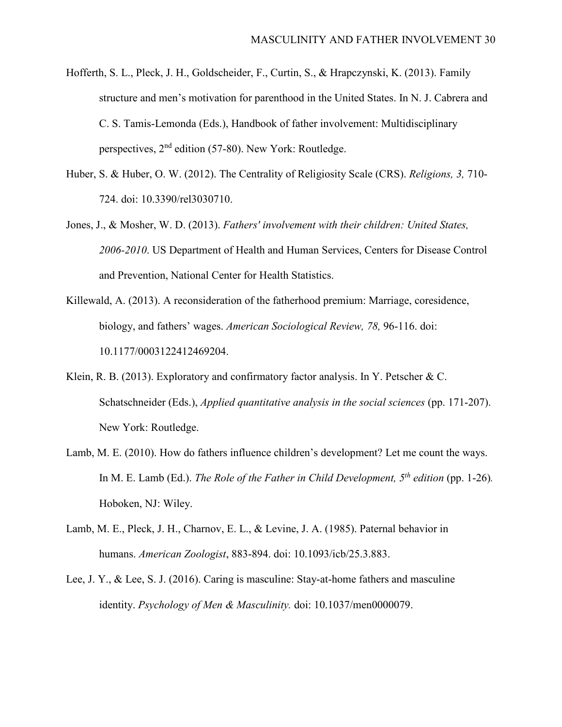Hofferth, S. L., Pleck, J. H., Goldscheider, F., Curtin, S., & Hrapczynski, K. (2013). Family structure and men's motivation for parenthood in the United States. In N. J. Cabrera and C. S. Tamis-Lemonda (Eds.), Handbook of father involvement: Multidisciplinary perspectives, 2nd edition (57-80). New York: Routledge.

Huber, S. & Huber, O. W. (2012). The Centrality of Religiosity Scale (CRS). *Religions, 3,* 710-724. doi: 10.3390/rel3030710.

Jones, J., & Mosher, W. D. (2013). *Fathers' involvement with their children: United States, 2006-2010*. US Department of Health and Human Services, Centers for Disease Control and Prevention, National Center for Health Statistics.

Killewald, A. (2013). A reconsideration of the fatherhood premium: Marriage, coresidence, biology, and fathers' wages. *American Sociological Review, 78,* 96-116. doi: 10.1177/0003122412469204.

Klein, R. B. (2013). Exploratory and confirmatory factor analysis. In Y. Petscher & C. Schatschneider (Eds.), *Applied quantitative analysis in the social sciences* (pp. 171-207). New York: Routledge.

Lamb, M. E. (2010). How do fathers influence children's development? Let me count the ways. In M. E. Lamb (Ed.). *The Role of the Father in Child Development, 5th edition* (pp. 1-26). Hoboken, NJ: Wiley.

Lamb, M. E., Pleck, J. H., Charnov, E. L., & Levine, J. A. (1985). Paternal behavior in humans. *American Zoologist*, 883-894. doi: 10.1093/icb/25.3.883.

Lee, J. Y., & Lee, S. J. (2016). Caring is masculine: Stay-at-home fathers and masculine identity. *Psychology of Men & Masculinity.* doi: 10.1037/men0000079.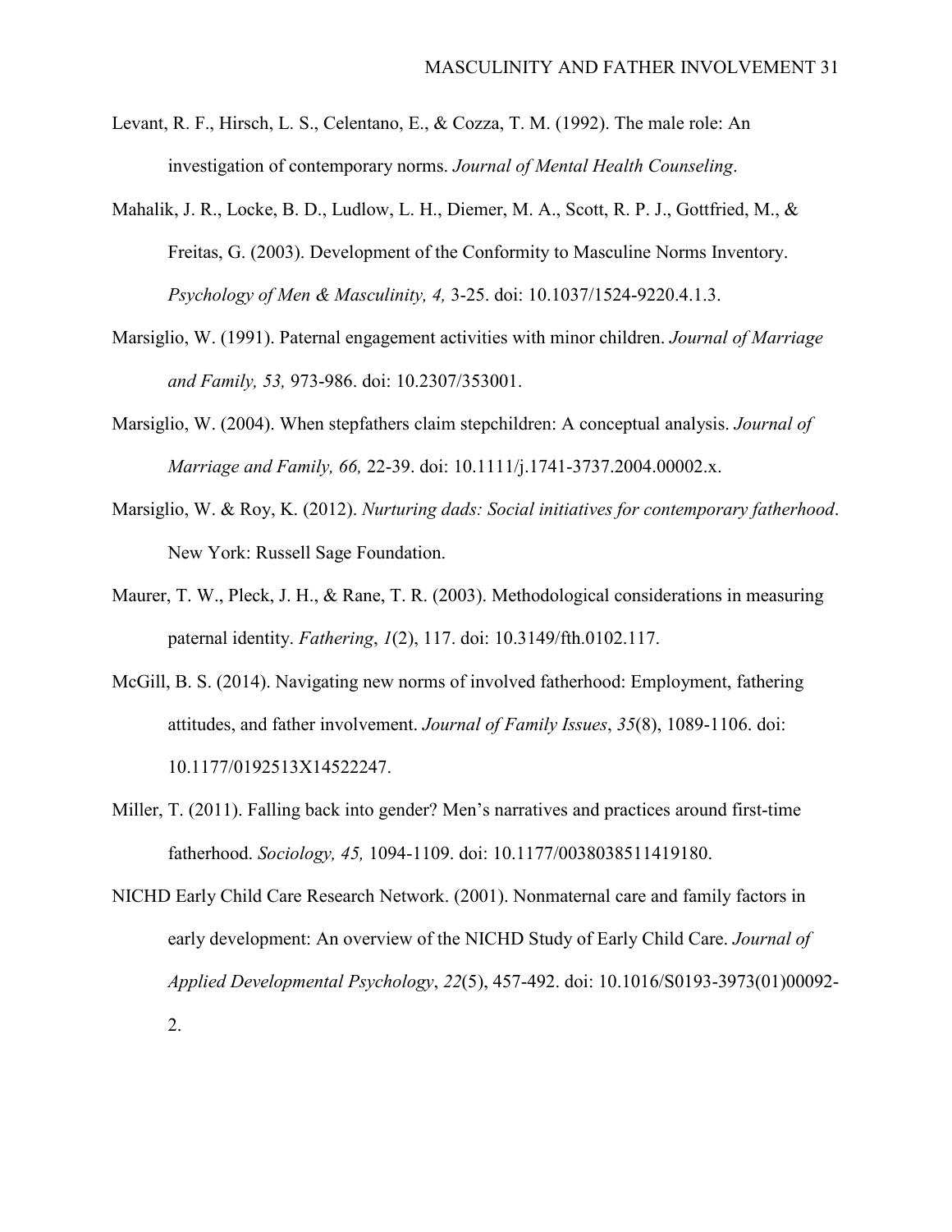Levant, R. F., Hirsch, L. S., Celentano, E., & Cozza, T. M. (1992). The male role: An investigation of contemporary norms. *Journal of Mental Health Counseling*.

Mahalik, J. R., Locke, B. D., Ludlow, L. H., Diemer, M. A., Scott, R. P. J., Gottfried, M., & Freitas, G. (2003). Development of the Conformity to Masculine Norms Inventory. *Psychology of Men & Masculinity, 4,* 3-25. doi: 10.1037/1524-9220.4.1.3.

Marsiglio, W. (1991). Paternal engagement activities with minor children. *Journal of Marriage and Family, 53,* 973-986. doi: 10.2307/353001.

Marsiglio, W. (2004). When stepfathers claim stepchildren: A conceptual analysis. *Journal of Marriage and Family, 66,* 22-39. doi: 10.1111/j.1741-3737.2004.00002.x.

Marsiglio, W. & Roy, K. (2012). *Nurturing dads: Social initiatives for contemporary fatherhood*. New York: Russell Sage Foundation.

Maurer, T. W., Pleck, J. H., & Rane, T. R. (2003). Methodological considerations in measuring paternal identity. *Fathering*, *1*(2), 117. doi: 10.3149/fth.0102.117.

McGill, B. S. (2014). Navigating new norms of involved fatherhood: Employment, fathering attitudes, and father involvement. *Journal of Family Issues*, *35*(8), 1089-1106. doi: 10.1177/0192513X14522247.

Miller, T. (2011). Falling back into gender? Men's narratives and practices around first-time fatherhood. *Sociology, 45,* 1094-1109. doi: 10.1177/0038038511419180.

NICHD Early Child Care Research Network. (2001). Nonmaternal care and family factors in early development: An overview of the NICHD Study of Early Child Care. *Journal of Applied Developmental Psychology*, *22*(5), 457-492. doi: 10.1016/S0193-3973(01)00092-2.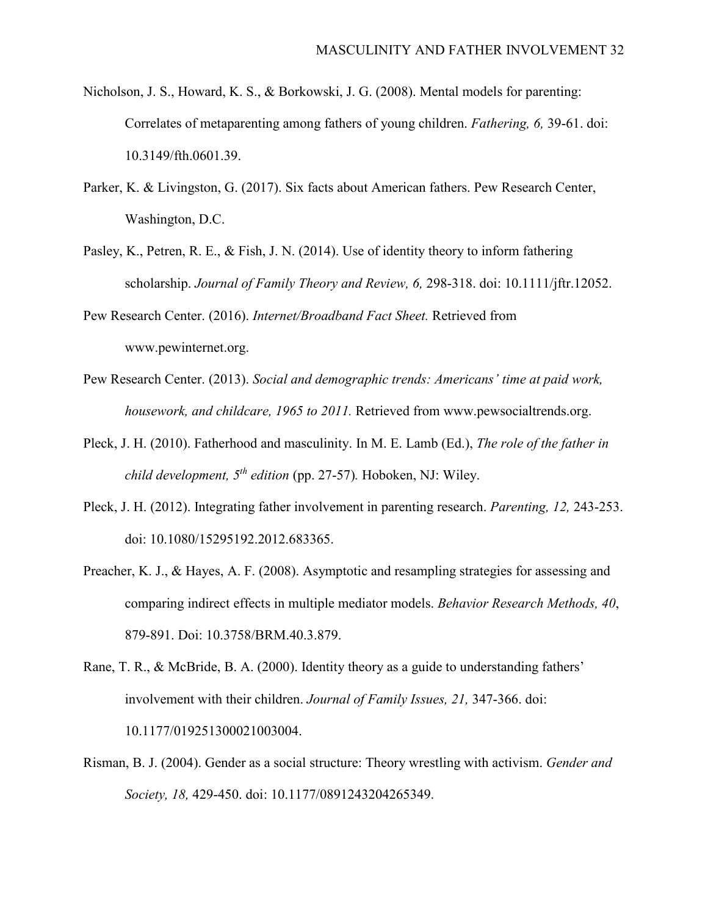Nicholson, J. S., Howard, K. S., & Borkowski, J. G. (2008). Mental models for parenting: Correlates of metaparenting among fathers of young children. *Fathering, 6,* 39-61. doi: 10.3149/fth.0601.39.

Parker, K. & Livingston, G. (2017). Six facts about American fathers. Pew Research Center, Washington, D.C.

Pasley, K., Petren, R. E., & Fish, J. N. (2014). Use of identity theory to inform fathering scholarship. *Journal of Family Theory and Review, 6,* 298-318. doi: 10.1111/jftr.12052.

Pew Research Center. (2016). *Internet/Broadband Fact Sheet.* Retrieved from www.pewinternet.org.

Pew Research Center. (2013). *Social and demographic trends: Americans' time at paid work, housework, and childcare, 1965 to 2011.* Retrieved from www.pewsocialtrends.org.

Pleck, J. H. (2010). Fatherhood and masculinity. In M. E. Lamb (Ed.), *The role of the father in child development, 5th edition* (pp. 27-57)*.* Hoboken, NJ: Wiley.

Pleck, J. H. (2012). Integrating father involvement in parenting research. *Parenting, 12,* 243-253. doi: 10.1080/15295192.2012.683365.

Preacher, K. J., & Hayes, A. F. (2008). Asymptotic and resampling strategies for assessing and comparing indirect effects in multiple mediator models. *Behavior Research Methods, 40*, 879-891. Doi: 10.3758/BRM.40.3.879.

Rane, T. R., & McBride, B. A. (2000). Identity theory as a guide to understanding fathers' involvement with their children. *Journal of Family Issues, 21,* 347-366. doi: 10.1177/019251300021003004.

Risman, B. J. (2004). Gender as a social structure: Theory wrestling with activism. *Gender and Society, 18,* 429-450. doi: 10.1177/0891243204265349.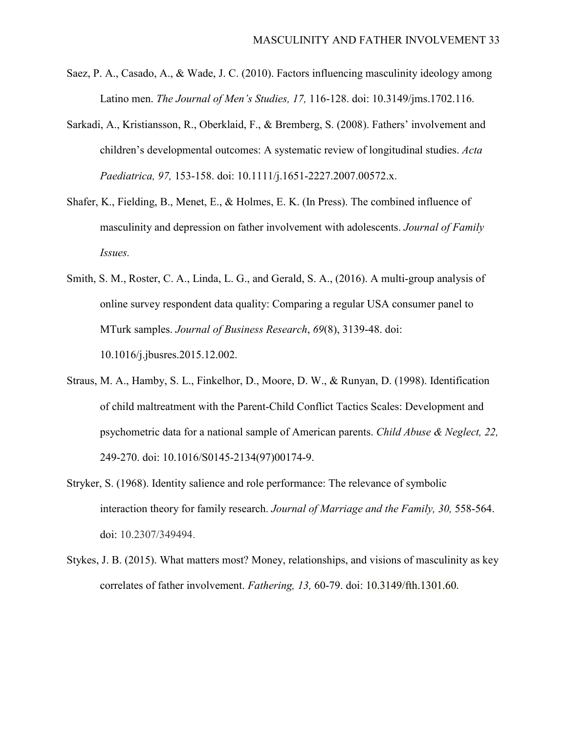Saez, P. A., Casado, A., & Wade, J. C. (2010). Factors influencing masculinity ideology among Latino men. *The Journal of Men's Studies, 17,* 116-128. doi: 10.3149/jms.1702.116.

Sarkadi, A., Kristiansson, R., Oberklaid, F., & Bremberg, S. (2008). Fathers' involvement and children's developmental outcomes: A systematic review of longitudinal studies. *Acta Paediatrica, 97,* 153-158. doi: 10.1111/j.1651-2227.2007.00572.x.

Shafer, K., Fielding, B., Menet, E., & Holmes, E. K. (In Press). The combined influence of masculinity and depression on father involvement with adolescents. *Journal of Family Issues.*

Smith, S. M., Roster, C. A., Linda, L. G., and Gerald, S. A., (2016). A multi-group analysis of online survey respondent data quality: Comparing a regular USA consumer panel to MTurk samples. *Journal of Business Research*, *69*(8), 3139-48. doi: 10.1016/j.jbusres.2015.12.002.

Straus, M. A., Hamby, S. L., Finkelhor, D., Moore, D. W., & Runyan, D. (1998). Identification of child maltreatment with the Parent-Child Conflict Tactics Scales: Development and psychometric data for a national sample of American parents. *Child Abuse & Neglect, 22,* 249-270. doi: 10.1016/S0145-2134(97)00174-9.

Stryker, S. (1968). Identity salience and role performance: The relevance of symbolic interaction theory for family research. *Journal of Marriage and the Family, 30,* 558-564. doi: 10.2307/349494.

Stykes, J. B. (2015). What matters most? Money, relationships, and visions of masculinity as key correlates of father involvement. *Fathering, 13,* 60-79. doi: 10.3149/fth.1301.60.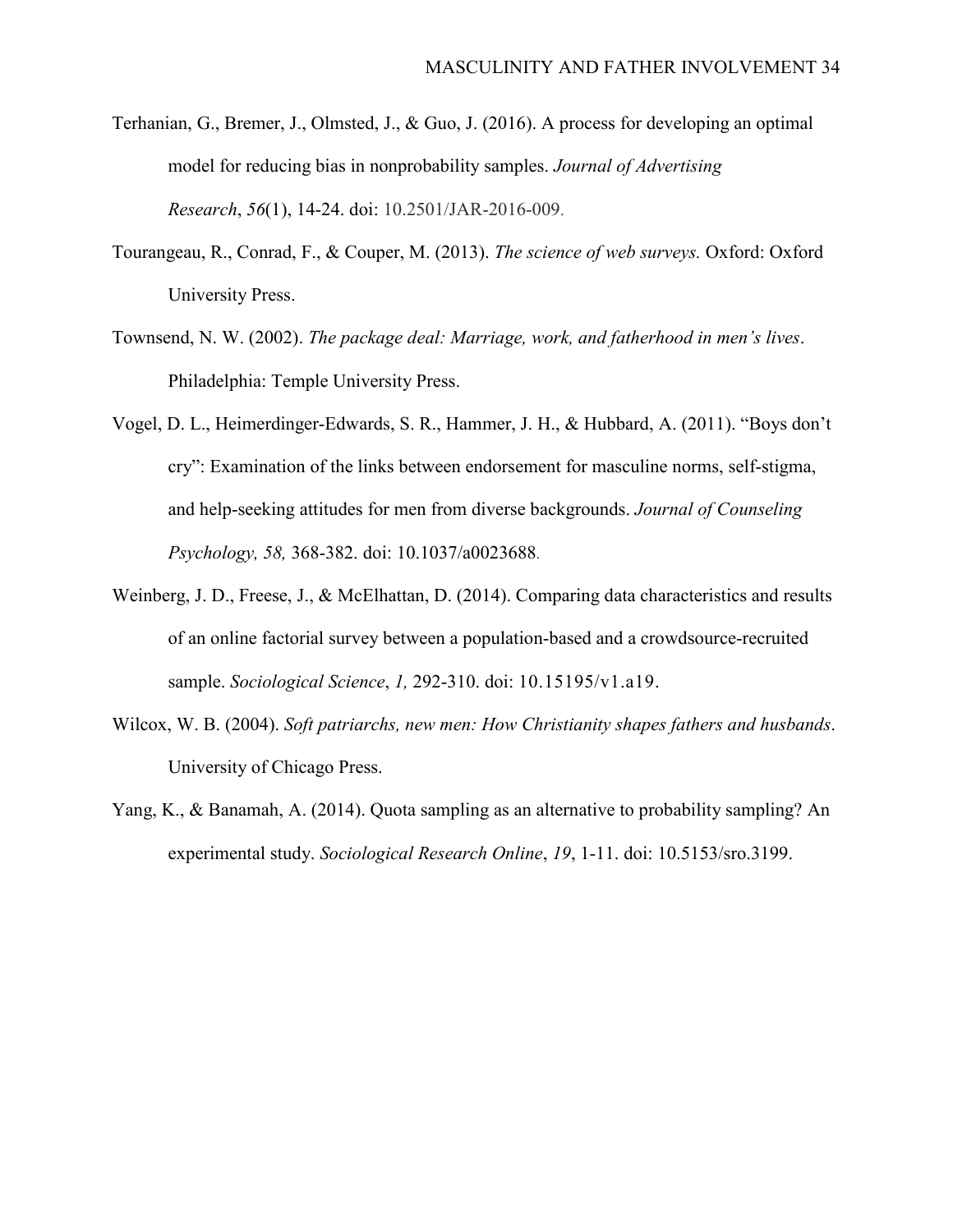Terhanian, G., Bremer, J., Olmsted, J., & Guo, J. (2016). A process for developing an optimal model for reducing bias in nonprobability samples. *Journal of Advertising Research*, *56*(1), 14-24. doi: 10.2501/JAR-2016-009.

Tourangeau, R., Conrad, F., & Couper, M. (2013). *The science of web surveys.* Oxford: Oxford University Press.

Townsend, N. W. (2002). *The package deal: Marriage, work, and fatherhood in men's lives*. Philadelphia: Temple University Press.

Vogel, D. L., Heimerdinger-Edwards, S. R., Hammer, J. H., & Hubbard, A. (2011). "Boys don't cry": Examination of the links between endorsement for masculine norms, self-stigma, and help-seeking attitudes for men from diverse backgrounds. *Journal of Counseling Psychology, 58,* 368-382. doi: 10.1037/a0023688.

Weinberg, J. D., Freese, J., & McElhattan, D. (2014). Comparing data characteristics and results of an online factorial survey between a population-based and a crowdsource-recruited sample. *Sociological Science*, *1,* 292-310. doi: 10.15195/v1.a19.

Wilcox, W. B. (2004). *Soft patriarchs, new men: How Christianity shapes fathers and husbands*. University of Chicago Press.

Yang, K., & Banamah, A. (2014). Quota sampling as an alternative to probability sampling? An experimental study. *Sociological Research Online*, *19*, 1-11. doi: 10.5153/sro.3199.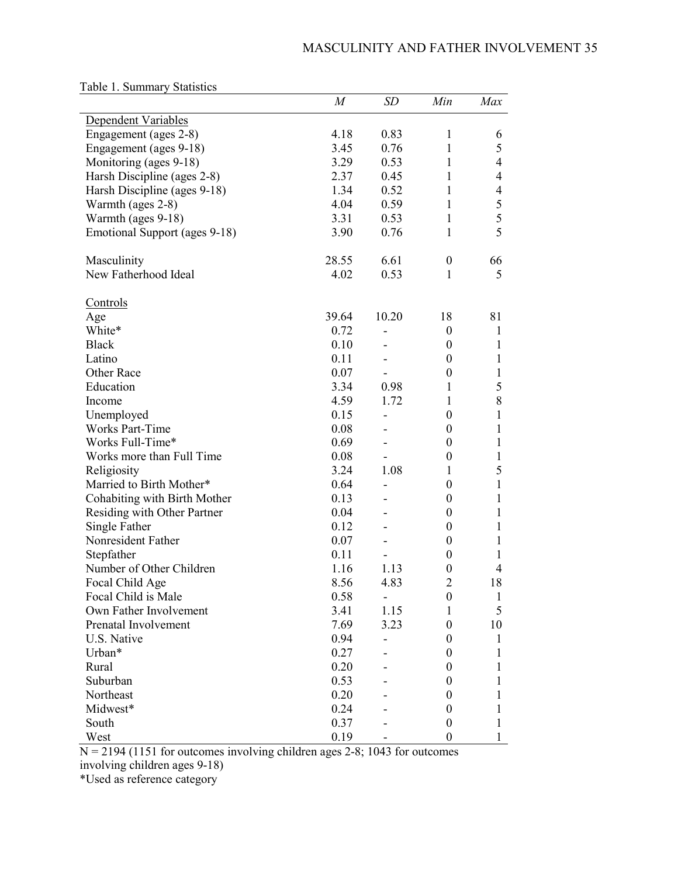Table 1. Summary Statistics

| | *M* | *SD* | *Min* | *Max* |
|---|---|---|---|---|
| Dependent Variables | | | | |
| Engagement (ages 2-8) | 4.18 | 0.83 | 1 | 6 |
| Engagement (ages 9-18) | 3.45 | 0.76 | 1 | 5 |
| Monitoring (ages 9-18) | 3.29 | 0.53 | 1 | 4 |
| Harsh Discipline (ages 2-8) | 2.37 | 0.45 | 1 | 4 |
| Harsh Discipline (ages 9-18) | 1.34 | 0.52 | 1 | 4 |
| Warmth (ages 2-8) | 4.04 | 0.59 | 1 | 5 |
| Warmth (ages 9-18) | 3.31 | 0.53 | 1 | 5 |
| Emotional Support (ages 9-18) | 3.90 | 0.76 | 1 | 5 |
| | | | | |
| Masculinity | 28.55 | 6.61 | 0 | 66 |
| New Fatherhood Ideal | 4.02 | 0.53 | 1 | 5 |
| | | | | |
| Controls | | | | |
| Age | 39.64 | 10.20 | 18 | 81 |
| White* | 0.72 | - | 0 | 1 |
| Black | 0.10 | - | 0 | 1 |
| Latino | 0.11 | - | 0 | 1 |
| Other Race | 0.07 | - | 0 | 1 |
| Education | 3.34 | 0.98 | 1 | 5 |
| Income | 4.59 | 1.72 | 1 | 8 |
| Unemployed | 0.15 | - | 0 | 1 |
| Works Part-Time | 0.08 | - | 0 | 1 |
| Works Full-Time* | 0.69 | - | 0 | 1 |
| Works more than Full Time | 0.08 | - | 0 | 1 |
| Religiosity | 3.24 | 1.08 | 1 | 5 |
| Married to Birth Mother* | 0.64 | - | 0 | 1 |
| Cohabiting with Birth Mother | 0.13 | - | 0 | 1 |
| Residing with Other Partner | 0.04 | - | 0 | 1 |
| Single Father | 0.12 | - | 0 | 1 |
| Nonresident Father | 0.07 | - | 0 | 1 |
| Stepfather | 0.11 | - | 0 | 1 |
| Number of Other Children | 1.16 | 1.13 | 0 | 4 |
| Focal Child Age | 8.56 | 4.83 | 2 | 18 |
| Focal Child is Male | 0.58 | - | 0 | 1 |
| Own Father Involvement | 3.41 | 1.15 | 1 | 5 |
| Prenatal Involvement | 7.69 | 3.23 | 0 | 10 |
| U.S. Native | 0.94 | - | 0 | 1 |
| Urban* | 0.27 | - | 0 | 1 |
| Rural | 0.20 | - | 0 | 1 |
| Suburban | 0.53 | - | 0 | 1 |
| Northeast | 0.20 | - | 0 | 1 |
| Midwest* | 0.24 | - | 0 | 1 |
| South | 0.37 | - | 0 | 1 |
| West | 0.19 | - | 0 | 1 |

N = 2194 (1151 for outcomes involving children ages 2-8; 1043 for outcomes involving children ages 9-18)

*Used as reference category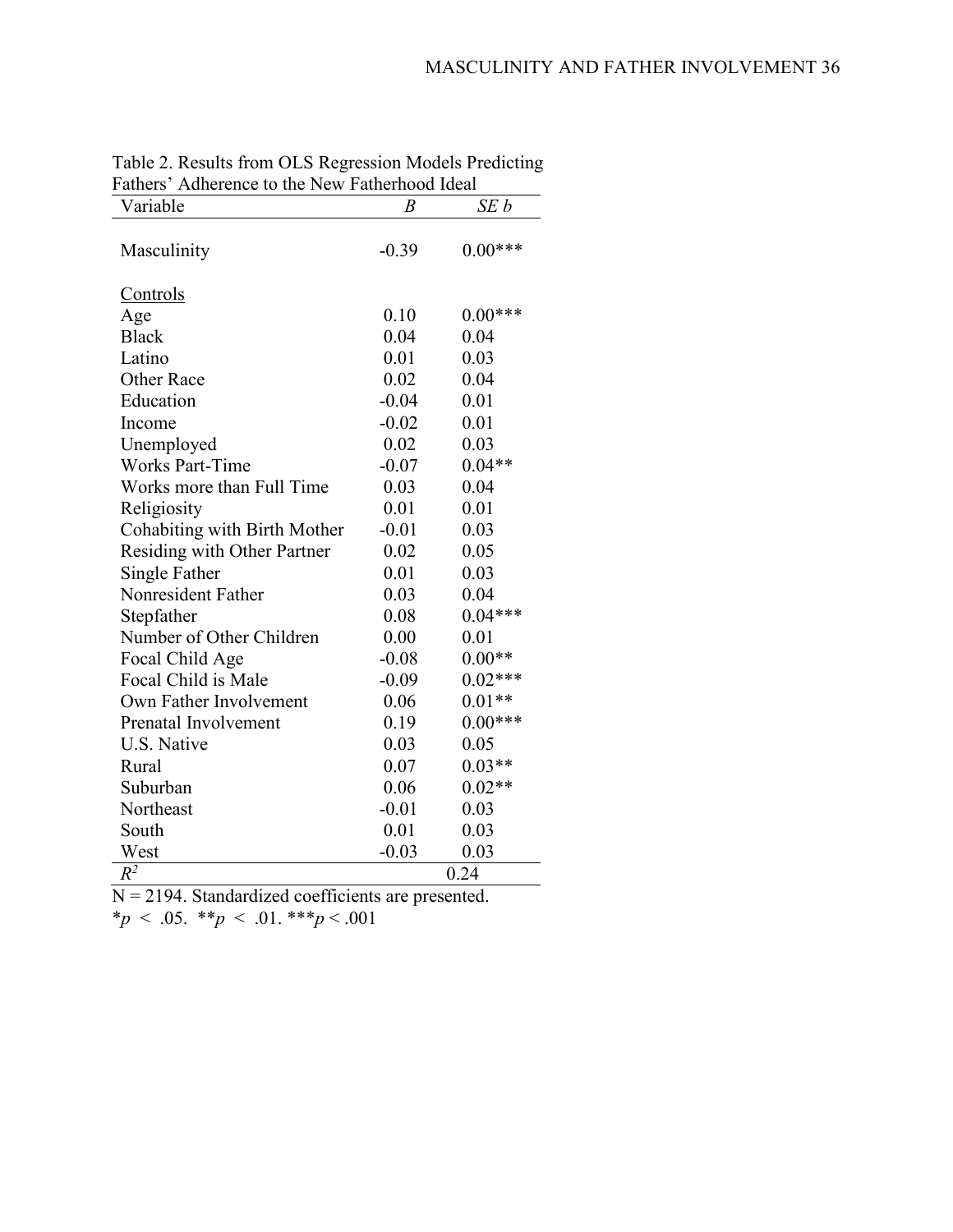Table 2. Results from OLS Regression Models Predicting Fathers' Adherence to the New Fatherhood Ideal

| Variable | *B* | *SE b* |
|---|---|---|
| Masculinity | -0.39 | 0.00*** |
| <u>Controls</u> | | |
| Age | 0.10 | 0.00*** |
| Black | 0.04 | 0.04 |
| Latino | 0.01 | 0.03 |
| Other Race | 0.02 | 0.04 |
| Education | -0.04 | 0.01 |
| Income | -0.02 | 0.01 |
| Unemployed | 0.02 | 0.03 |
| Works Part-Time | -0.07 | 0.04** |
| Works more than Full Time | 0.03 | 0.04 |
| Religiosity | 0.01 | 0.01 |
| Cohabiting with Birth Mother | -0.01 | 0.03 |
| Residing with Other Partner | 0.02 | 0.05 |
| Single Father | 0.01 | 0.03 |
| Nonresident Father | 0.03 | 0.04 |
| Stepfather | 0.08 | 0.04*** |
| Number of Other Children | 0.00 | 0.01 |
| Focal Child Age | -0.08 | 0.00** |
| Focal Child is Male | -0.09 | 0.02*** |
| Own Father Involvement | 0.06 | 0.01** |
| Prenatal Involvement | 0.19 | 0.00*** |
| U.S. Native | 0.03 | 0.05 |
| Rural | 0.07 | 0.03** |
| Suburban | 0.06 | 0.02** |
| Northeast | -0.01 | 0.03 |
| South | 0.01 | 0.03 |
| West | -0.03 | 0.03 |
| $R^2$ | | 0.24 |

N = 2194. Standardized coefficients are presented.

$*p < .05$. $**p < .01$. $***p < .001$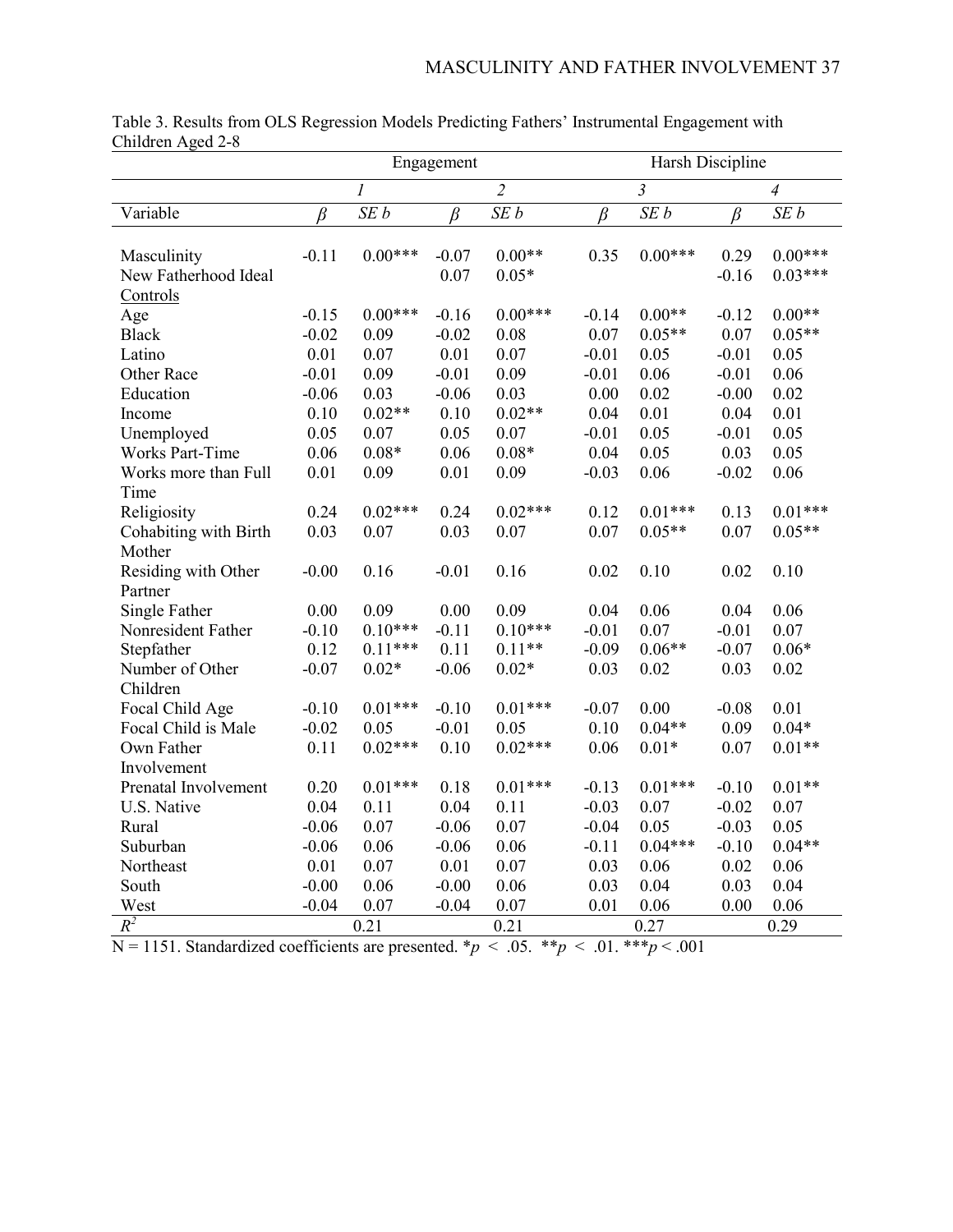Table 3. Results from OLS Regression Models Predicting Fathers' Instrumental Engagement with Children Aged 2-8

| | Engagement | | | | Harsh Discipline | | | |
|---|---|---|---|---|---|---|---|---|
| | *1* | | *2* | | *3* | | *4* | |
| Variable | $\beta$ | *SE b* | $\beta$ | *SE b* | $\beta$ | *SE b* | $\beta$ | *SE b* |
| Masculinity | -0.11 | 0.00*** | -0.07 | 0.00** | 0.35 | 0.00*** | 0.29 | 0.00*** |
| New Fatherhood Ideal | | | 0.07 | 0.05* | | | -0.16 | 0.03*** |
| Controls | | | | | | | | |
| Age | -0.15 | 0.00*** | -0.16 | 0.00*** | -0.14 | 0.00** | -0.12 | 0.00** |
| Black | -0.02 | 0.09 | -0.02 | 0.08 | 0.07 | 0.05** | 0.07 | 0.05** |
| Latino | 0.01 | 0.07 | 0.01 | 0.07 | -0.01 | 0.05 | -0.01 | 0.05 |
| Other Race | -0.01 | 0.09 | -0.01 | 0.09 | -0.01 | 0.06 | -0.01 | 0.06 |
| Education | -0.06 | 0.03 | -0.06 | 0.03 | 0.00 | 0.02 | -0.00 | 0.02 |
| Income | 0.10 | 0.02** | 0.10 | 0.02** | 0.04 | 0.01 | 0.04 | 0.01 |
| Unemployed | 0.05 | 0.07 | 0.05 | 0.07 | -0.01 | 0.05 | -0.01 | 0.05 |
| Works Part-Time | 0.06 | 0.08* | 0.06 | 0.08* | 0.04 | 0.05 | 0.03 | 0.05 |
| Works more than Full Time | 0.01 | 0.09 | 0.01 | 0.09 | -0.03 | 0.06 | -0.02 | 0.06 |
| Religiosity | 0.24 | 0.02*** | 0.24 | 0.02*** | 0.12 | 0.01*** | 0.13 | 0.01*** |
| Cohabiting with Birth Mother | 0.03 | 0.07 | 0.03 | 0.07 | 0.07 | 0.05** | 0.07 | 0.05** |
| Residing with Other Partner | -0.00 | 0.16 | -0.01 | 0.16 | 0.02 | 0.10 | 0.02 | 0.10 |
| Single Father | 0.00 | 0.09 | 0.00 | 0.09 | 0.04 | 0.06 | 0.04 | 0.06 |
| Nonresident Father | -0.10 | 0.10*** | -0.11 | 0.10*** | -0.01 | 0.07 | -0.01 | 0.07 |
| Stepfather | 0.12 | 0.11*** | 0.11 | 0.11** | -0.09 | 0.06** | -0.07 | 0.06* |
| Number of Other Children | -0.07 | 0.02* | -0.06 | 0.02* | 0.03 | 0.02 | 0.03 | 0.02 |
| Focal Child Age | -0.10 | 0.01*** | -0.10 | 0.01*** | -0.07 | 0.00 | -0.08 | 0.01 |
| Focal Child is Male | -0.02 | 0.05 | -0.01 | 0.05 | 0.10 | 0.04** | 0.09 | 0.04* |
| Own Father Involvement | 0.11 | 0.02*** | 0.10 | 0.02*** | 0.06 | 0.01* | 0.07 | 0.01** |
| Prenatal Involvement | 0.20 | 0.01*** | 0.18 | 0.01*** | -0.13 | 0.01*** | -0.10 | 0.01** |
| U.S. Native | 0.04 | 0.11 | 0.04 | 0.11 | -0.03 | 0.07 | -0.02 | 0.07 |
| Rural | -0.06 | 0.07 | -0.06 | 0.07 | -0.04 | 0.05 | -0.03 | 0.05 |
| Suburban | -0.06 | 0.06 | -0.06 | 0.06 | -0.11 | 0.04*** | -0.10 | 0.04** |
| Northeast | 0.01 | 0.07 | 0.01 | 0.07 | 0.03 | 0.06 | 0.02 | 0.06 |
| South | -0.00 | 0.06 | -0.00 | 0.06 | 0.03 | 0.04 | 0.03 | 0.04 |
| West | -0.04 | 0.07 | -0.04 | 0.07 | 0.01 | 0.06 | 0.00 | 0.06 |
| $R^2$ | 0.21 | | 0.21 | | 0.27 | | 0.29 | |

N = 1151. Standardized coefficients are presented. *$p < .05$. **$p < .01$. ***$p < .001$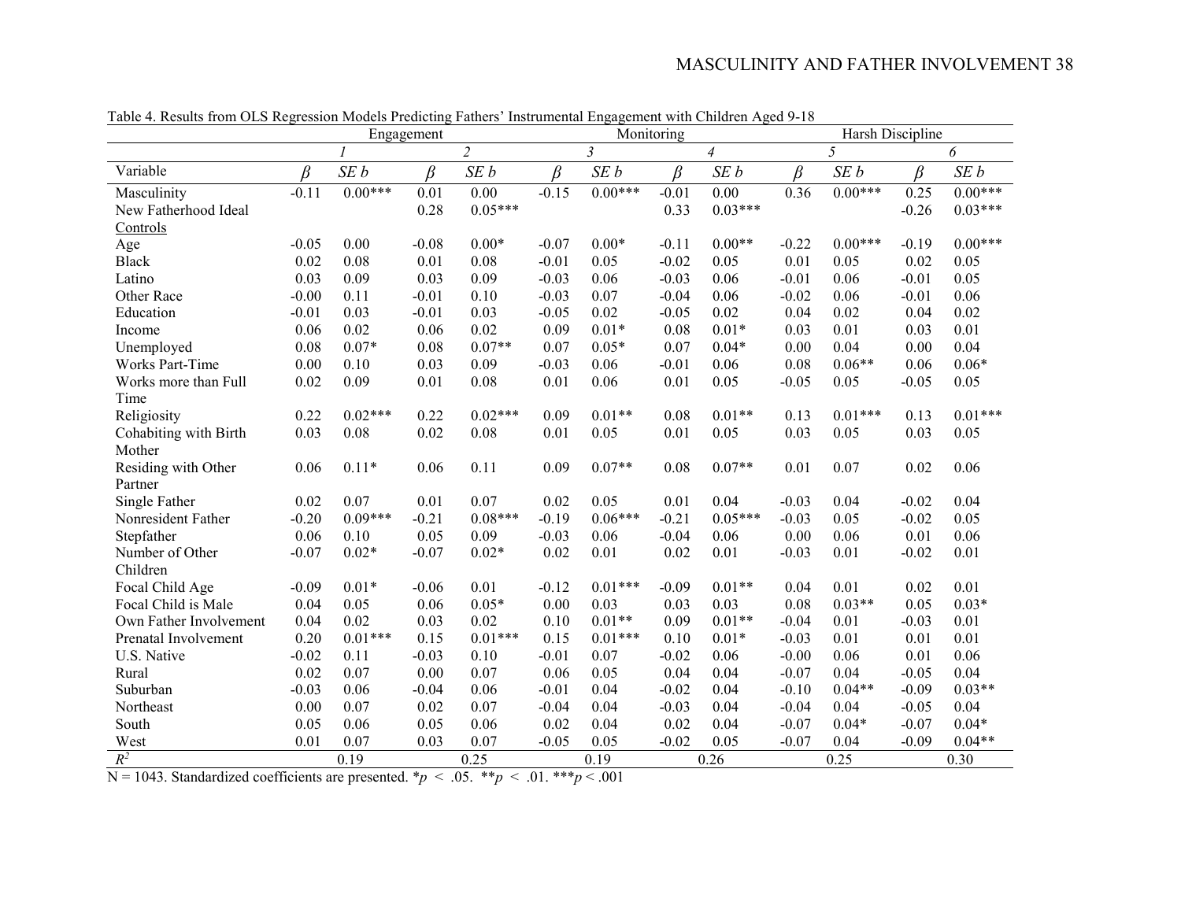Table 4. Results from OLS Regression Models Predicting Fathers' Instrumental Engagement with Children Aged 9-18

| | Engagement | | | | Monitoring | | | | Harsh Discipline | | | |
|---|---|---|---|---|---|---|---|---|---|---|---|---|
| | *1* | | *2* | | *3* | | *4* | | *5* | | *6* | |
| Variable | *β* | *SE b* | *β* | *SE b* | *β* | *SE b* | *β* | *SE b* | *β* | *SE b* | *β* | *SE b* |
| Masculinity | -0.11 | 0.00*** | 0.01 | 0.00 | -0.15 | 0.00*** | -0.01 | 0.00 | 0.36 | 0.00*** | 0.25 | 0.00*** |
| New Fatherhood Ideal | | | 0.28 | 0.05*** | | | 0.33 | 0.03*** | | | -0.26 | 0.03*** |
| Controls | | | | | | | | | | | | |
| Age | -0.05 | 0.00 | -0.08 | 0.00* | -0.07 | 0.00* | -0.11 | 0.00** | -0.22 | 0.00*** | -0.19 | 0.00*** |
| Black | 0.02 | 0.08 | 0.01 | 0.08 | -0.01 | 0.05 | -0.02 | 0.05 | 0.01 | 0.05 | 0.02 | 0.05 |
| Latino | 0.03 | 0.09 | 0.03 | 0.09 | -0.03 | 0.06 | -0.03 | 0.06 | -0.01 | 0.06 | -0.01 | 0.05 |
| Other Race | -0.00 | 0.11 | -0.01 | 0.10 | -0.03 | 0.07 | -0.04 | 0.06 | -0.02 | 0.06 | -0.01 | 0.06 |
| Education | -0.01 | 0.03 | -0.01 | 0.03 | -0.05 | 0.02 | -0.05 | 0.02 | 0.04 | 0.02 | 0.04 | 0.02 |
| Income | 0.06 | 0.02 | 0.06 | 0.02 | 0.09 | 0.01* | 0.08 | 0.01* | 0.03 | 0.01 | 0.03 | 0.01 |
| Unemployed | 0.08 | 0.07* | 0.08 | 0.07** | 0.07 | 0.05* | 0.07 | 0.04* | 0.00 | 0.04 | 0.00 | 0.04 |
| Works Part-Time | 0.00 | 0.10 | 0.03 | 0.09 | -0.03 | 0.06 | -0.01 | 0.06 | 0.08 | 0.06** | 0.06 | 0.06* |
| Works more than Full Time | 0.02 | 0.09 | 0.01 | 0.08 | 0.01 | 0.06 | 0.01 | 0.05 | -0.05 | 0.05 | -0.05 | 0.05 |
| Religiosity | 0.22 | 0.02*** | 0.22 | 0.02*** | 0.09 | 0.01** | 0.08 | 0.01** | 0.13 | 0.01*** | 0.13 | 0.01*** |
| Cohabiting with Birth Mother | 0.03 | 0.08 | 0.02 | 0.08 | 0.01 | 0.05 | 0.01 | 0.05 | 0.03 | 0.05 | 0.03 | 0.05 |
| Residing with Other Partner | 0.06 | 0.11* | 0.06 | 0.11 | 0.09 | 0.07** | 0.08 | 0.07** | 0.01 | 0.07 | 0.02 | 0.06 |
| Single Father | 0.02 | 0.07 | 0.01 | 0.07 | 0.02 | 0.05 | 0.01 | 0.04 | -0.03 | 0.04 | -0.02 | 0.04 |
| Nonresident Father | -0.20 | 0.09*** | -0.21 | 0.08*** | -0.19 | 0.06*** | -0.21 | 0.05*** | -0.03 | 0.05 | -0.02 | 0.05 |
| Stepfather | 0.06 | 0.10 | 0.05 | 0.09 | -0.03 | 0.06 | -0.04 | 0.06 | 0.00 | 0.06 | 0.01 | 0.06 |
| Number of Other Children | -0.07 | 0.02* | -0.07 | 0.02* | 0.02 | 0.01 | 0.02 | 0.01 | -0.03 | 0.01 | -0.02 | 0.01 |
| Focal Child Age | -0.09 | 0.01* | -0.06 | 0.01 | -0.12 | 0.01*** | -0.09 | 0.01** | 0.04 | 0.01 | 0.02 | 0.01 |
| Focal Child is Male | 0.04 | 0.05 | 0.06 | 0.05* | 0.00 | 0.03 | 0.03 | 0.03 | 0.08 | 0.03** | 0.05 | 0.03* |
| Own Father Involvement | 0.04 | 0.02 | 0.03 | 0.02 | 0.10 | 0.01** | 0.09 | 0.01** | -0.04 | 0.01 | -0.03 | 0.01 |
| Prenatal Involvement | 0.20 | 0.01*** | 0.15 | 0.01*** | 0.15 | 0.01*** | 0.10 | 0.01* | -0.03 | 0.01 | 0.01 | 0.01 |
| U.S. Native | -0.02 | 0.11 | -0.03 | 0.10 | -0.01 | 0.07 | -0.02 | 0.06 | -0.00 | 0.06 | 0.01 | 0.06 |
| Rural | 0.02 | 0.07 | 0.00 | 0.07 | 0.06 | 0.05 | 0.04 | 0.04 | -0.07 | 0.04 | -0.05 | 0.04 |
| Suburban | -0.03 | 0.06 | -0.04 | 0.06 | -0.01 | 0.04 | -0.02 | 0.04 | -0.10 | 0.04** | -0.09 | 0.03** |
| Northeast | 0.00 | 0.07 | 0.02 | 0.07 | -0.04 | 0.04 | -0.03 | 0.04 | -0.04 | 0.04 | -0.05 | 0.04 |
| South | 0.05 | 0.06 | 0.05 | 0.06 | 0.02 | 0.04 | 0.02 | 0.04 | -0.07 | 0.04* | -0.07 | 0.04* |
| West | 0.01 | 0.07 | 0.03 | 0.07 | -0.05 | 0.05 | -0.02 | 0.05 | -0.07 | 0.04 | -0.09 | 0.04** |
| $R^2$ | | 0.19 | | 0.25 | | 0.19 | | 0.26 | | 0.25 | | 0.30 |

N = 1043. Standardized coefficients are presented. $^*p < .05$. $^{**}p < .01$. $^{***}p < .001$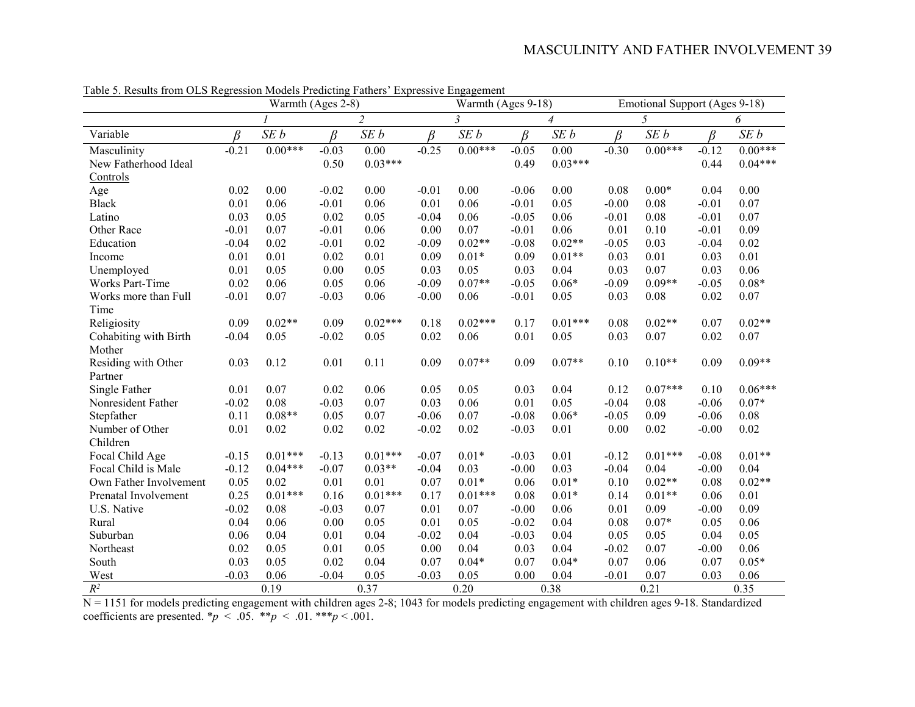Table 5. Results from OLS Regression Models Predicting Fathers' Expressive Engagement

| | Warmth (Ages 2-8) | | | | Warmth (Ages 9-18) | | | | Emotional Support (Ages 9-18) | | | |
|---|---|---|---|---|---|---|---|---|---|---|---|---|
| | *1* | | *2* | | *3* | | *4* | | *5* | | *6* | |
| Variable | *β* | *SE b* | *β* | *SE b* | *β* | *SE b* | *β* | *SE b* | *β* | *SE b* | *β* | *SE b* |
| Masculinity | -0.21 | 0.00*** | -0.03 | 0.00 | -0.25 | 0.00*** | -0.05 | 0.00 | -0.30 | 0.00*** | -0.12 | 0.00*** |
| New Fatherhood Ideal | | | 0.50 | 0.03*** | | | 0.49 | 0.03*** | | | 0.44 | 0.04*** |
| Controls | | | | | | | | | | | | |
| Age | 0.02 | 0.00 | -0.02 | 0.00 | -0.01 | 0.00 | -0.06 | 0.00 | 0.08 | 0.00* | 0.04 | 0.00 |
| Black | 0.01 | 0.06 | -0.01 | 0.06 | 0.01 | 0.06 | -0.01 | 0.05 | -0.00 | 0.08 | -0.01 | 0.07 |
| Latino | 0.03 | 0.05 | 0.02 | 0.05 | -0.04 | 0.06 | -0.05 | 0.06 | -0.01 | 0.08 | -0.01 | 0.07 |
| Other Race | -0.01 | 0.07 | -0.01 | 0.06 | 0.00 | 0.07 | -0.01 | 0.06 | 0.01 | 0.10 | -0.01 | 0.09 |
| Education | -0.04 | 0.02 | -0.01 | 0.02 | -0.09 | 0.02** | -0.08 | 0.02** | -0.05 | 0.03 | -0.04 | 0.02 |
| Income | 0.01 | 0.01 | 0.02 | 0.01 | 0.09 | 0.01* | 0.09 | 0.01** | 0.03 | 0.01 | 0.03 | 0.01 |
| Unemployed | 0.01 | 0.05 | 0.00 | 0.05 | 0.03 | 0.05 | 0.03 | 0.04 | 0.03 | 0.07 | 0.03 | 0.06 |
| Works Part-Time | 0.02 | 0.06 | 0.05 | 0.06 | -0.09 | 0.07** | -0.05 | 0.06* | -0.09 | 0.09** | -0.05 | 0.08* |
| Works more than Full Time | -0.01 | 0.07 | -0.03 | 0.06 | -0.00 | 0.06 | -0.01 | 0.05 | 0.03 | 0.08 | 0.02 | 0.07 |
| Religiosity | 0.09 | 0.02** | 0.09 | 0.02*** | 0.18 | 0.02*** | 0.17 | 0.01*** | 0.08 | 0.02** | 0.07 | 0.02** |
| Cohabiting with Birth Mother | -0.04 | 0.05 | -0.02 | 0.05 | 0.02 | 0.06 | 0.01 | 0.05 | 0.03 | 0.07 | 0.02 | 0.07 |
| Residing with Other Partner | 0.03 | 0.12 | 0.01 | 0.11 | 0.09 | 0.07** | 0.09 | 0.07** | 0.10 | 0.10** | 0.09 | 0.09** |
| Single Father | 0.01 | 0.07 | 0.02 | 0.06 | 0.05 | 0.05 | 0.03 | 0.04 | 0.12 | 0.07*** | 0.10 | 0.06*** |
| Nonresident Father | -0.02 | 0.08 | -0.03 | 0.07 | 0.03 | 0.06 | 0.01 | 0.05 | -0.04 | 0.08 | -0.06 | 0.07* |
| Stepfather | 0.11 | 0.08** | 0.05 | 0.07 | -0.06 | 0.07 | -0.08 | 0.06* | -0.05 | 0.09 | -0.06 | 0.08 |
| Number of Other Children | 0.01 | 0.02 | 0.02 | 0.02 | -0.02 | 0.02 | -0.03 | 0.01 | 0.00 | 0.02 | -0.00 | 0.02 |
| Focal Child Age | -0.15 | 0.01*** | -0.13 | 0.01*** | -0.07 | 0.01* | -0.03 | 0.01 | -0.12 | 0.01*** | -0.08 | 0.01** |
| Focal Child is Male | -0.12 | 0.04*** | -0.07 | 0.03** | -0.04 | 0.03 | -0.00 | 0.03 | -0.04 | 0.04 | -0.00 | 0.04 |
| Own Father Involvement | 0.05 | 0.02 | 0.01 | 0.01 | 0.07 | 0.01* | 0.06 | 0.01* | 0.10 | 0.02** | 0.08 | 0.02** |
| Prenatal Involvement | 0.25 | 0.01*** | 0.16 | 0.01*** | 0.17 | 0.01*** | 0.08 | 0.01* | 0.14 | 0.01** | 0.06 | 0.01 |
| U.S. Native | -0.02 | 0.08 | -0.03 | 0.07 | 0.01 | 0.07 | -0.00 | 0.06 | 0.01 | 0.09 | -0.00 | 0.09 |
| Rural | 0.04 | 0.06 | 0.00 | 0.05 | 0.01 | 0.05 | -0.02 | 0.04 | 0.08 | 0.07* | 0.05 | 0.06 |
| Suburban | 0.06 | 0.04 | 0.01 | 0.04 | -0.02 | 0.04 | -0.03 | 0.04 | 0.05 | 0.05 | 0.04 | 0.05 |
| Northeast | 0.02 | 0.05 | 0.01 | 0.05 | 0.00 | 0.04 | 0.03 | 0.04 | -0.02 | 0.07 | -0.00 | 0.06 |
| South | 0.03 | 0.05 | 0.02 | 0.04 | 0.07 | 0.04* | 0.07 | 0.04* | 0.07 | 0.06 | 0.07 | 0.05* |
| West | -0.03 | 0.06 | -0.04 | 0.05 | -0.03 | 0.05 | 0.00 | 0.04 | -0.01 | 0.07 | 0.03 | 0.06 |
| $R^2$ | | 0.19 | | 0.37 | | 0.20 | | 0.38 | | 0.21 | | 0.35 |

N = 1151 for models predicting engagement with children ages 2-8; 1043 for models predicting engagement with children ages 9-18. Standardized coefficients are presented. *$p < .05$. **$p < .01$. ***$p < .001$.